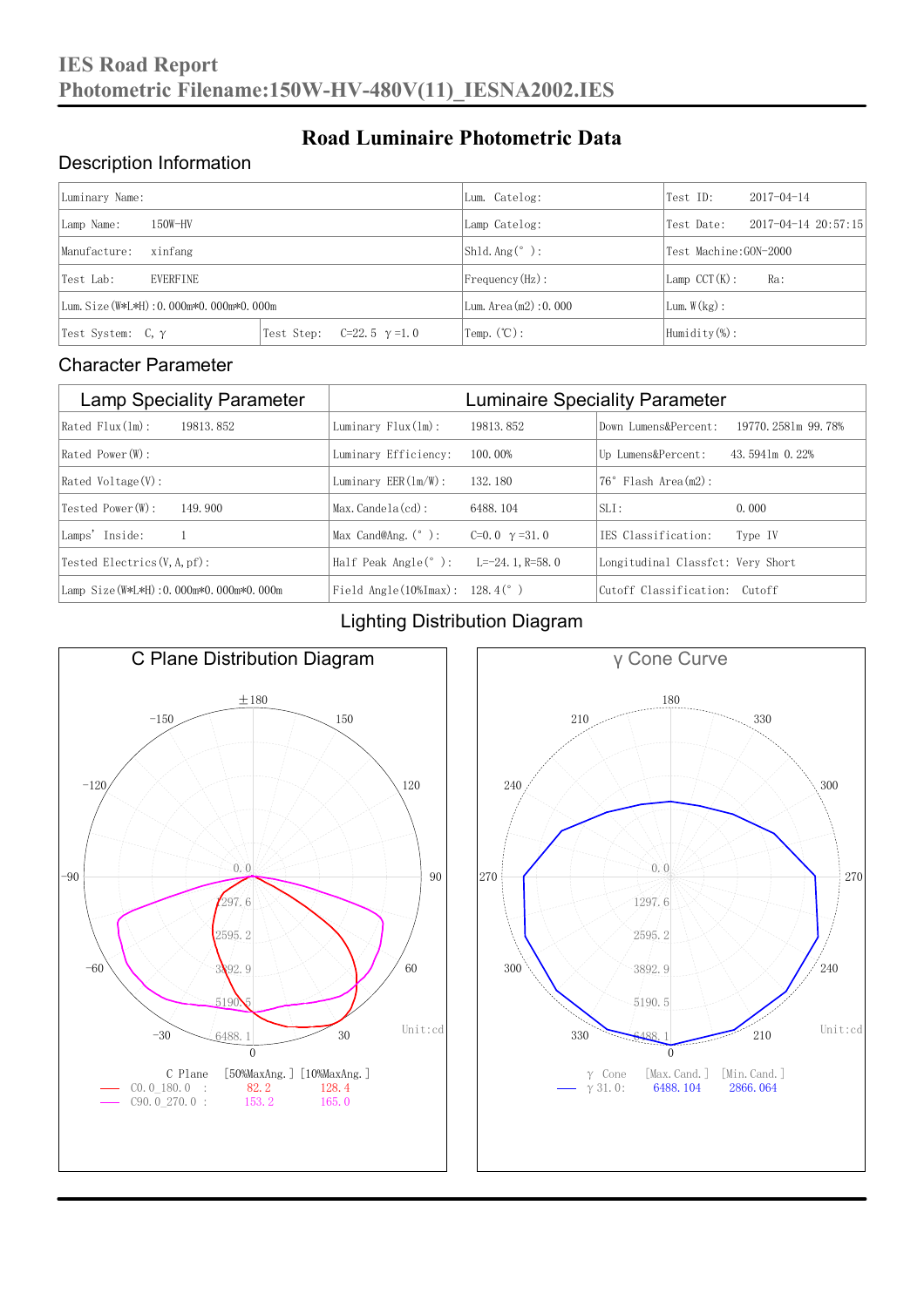# IES Road Report

**Photometric Filename:150W-HV-480V(11)_IESNA2002.IES**

## Road Luminaire Photometric Data

### Description Information

| Luminary Name: | | Lum. Catelog: | Test ID: 2017-04-14 |
|---|---|---|---|
| Lamp Name: 150W-HV | | Lamp Catelog: | Test Date: 2017-04-14 20:57:15 |
| Manufacture: xinfang | | Shld.Ang(°): | Test Machine:GON-2000 |
| Test Lab: EVERFINE | | Frequency(Hz): | Lamp CCT(K): Ra: |
| Lum.Size(W*L*H):0.000m*0.000m*0.000m | | Lum.Area(m2):0.000 | Lum.W(kg): |
| Test System: C, γ | Test Step: C=22.5 γ=1.0 | Temp.(℃): | Humidity(%): |

### Character Parameter

| Lamp Speciality Parameter | Luminaire Speciality Parameter | |
|---|---|---|
| Rated Flux(lm): 19813.852 | Luminary Flux(lm): 19813.852 | Down Lumens&Percent: 19770.2581m 99.78% |
| Rated Power(W): | Luminary Efficiency: 100.00% | Up Lumens&Percent: 43.5941m 0.22% |
| Rated Voltage(V): | Luminary EER(lm/W): 132.180 | 76° Flash Area(m2): |
| Tested Power(W): 149.900 | Max.Candela(cd): 6488.104 | SLI: 0.000 |
| Lamps' Inside: 1 | Max Cand@Ang.(°): C=0.0 γ=31.0 | IES Classification: Type IV |
| Tested Electrics(V,A,pf): | Half Peak Angle(°): L=-24.1,R=58.0 | Longitudinal Classfct: Very Short |
| Lamp Size(W*L*H):0.000m*0.000m*0.000m | Field Angle(10%Imax): 128.4(°) | Cutoff Classification: Cutoff |

### Lighting Distribution Diagram

**C Plane Distribution Diagram**

Unit:cd

| C Plane | [50%MaxAng.] | [10%MaxAng.] |
|---|---|---|
| C0.0_180.0 | 82.2 | 128.4 |
| C90.0_270.0 | 153.2 | 165.0 |

**γ Cone Curve**

Unit:cd

| γ Cone | [Max.Cand.] | [Min.Cand.] |
|---|---|---|
| γ31.0: | 6488.104 | 2866.064 |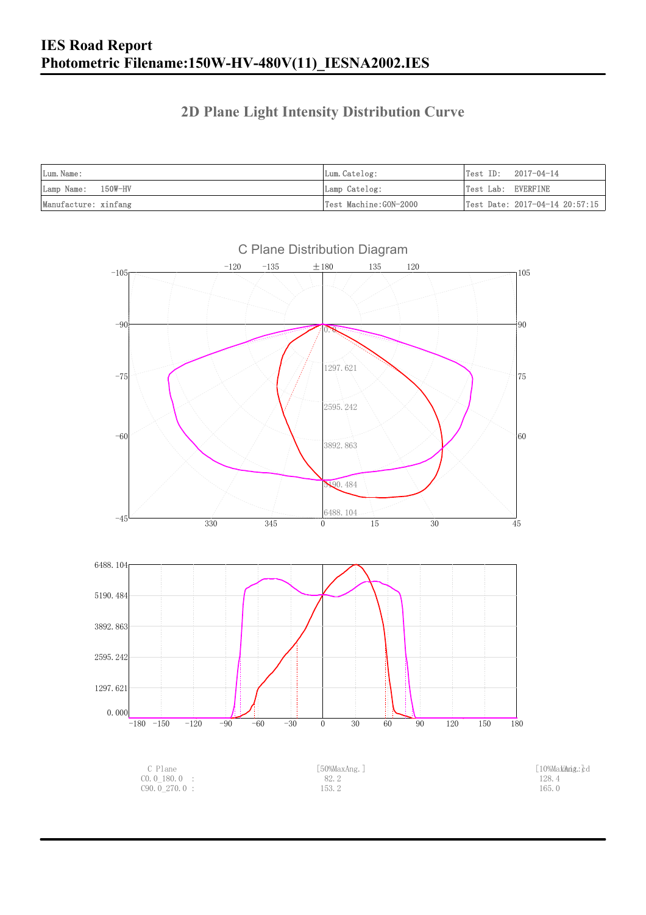# IES Road Report

## Photometric Filename:150W-HV-480V(11)_IESNA2002.IES

## 2D Plane Light Intensity Distribution Curve

| Lum.Name: | Lum.Catelog: | Test ID: 2017-04-14 |
|---|---|---|
| Lamp Name: 150W-HV | Lamp Catelog: | Test Lab: EVERFINE |
| Manufacture: xinfang | Test Machine:GON-2000 | Test Date: 2017-04-14 20:57:15 |

C Plane Distribution Diagram

| C Plane | [50%MaxAng.] | [10%MaxAng.] |
|---|---|---|
| C0.0_180.0 : | 82.2 | 128.4 |
| C90.0_270.0 : | 153.2 | 165.0 |

Unit: cd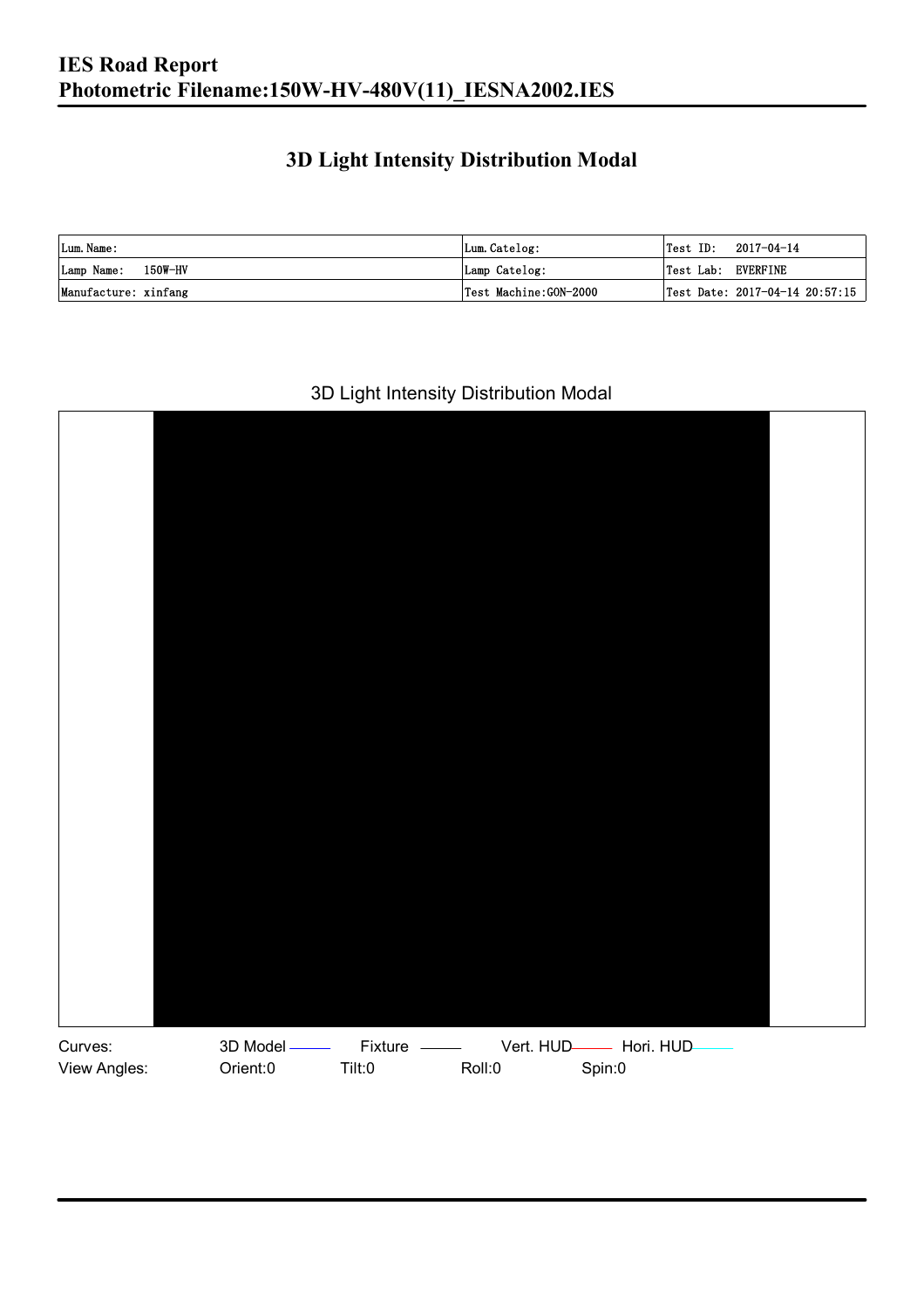# IES Road Report
## Photometric Filename:150W-HV-480V(11)_IESNA2002.IES

## 3D Light Intensity Distribution Modal

| Lum. Name: | Lum. Catelog: | Test ID: 2017-04-14 |
|---|---|---|
| Lamp Name: 150W-HV | Lamp Catelog: | Test Lab: EVERFINE |
| Manufacture: xinfang | Test Machine:GON-2000 | Test Date: 2017-04-14 20:57:15 |

3D Light Intensity Distribution Modal

Curves: 3D Model Fixture Vert. HUD Hori. HUD

View Angles: Orient:0 Tilt:0 Roll:0 Spin:0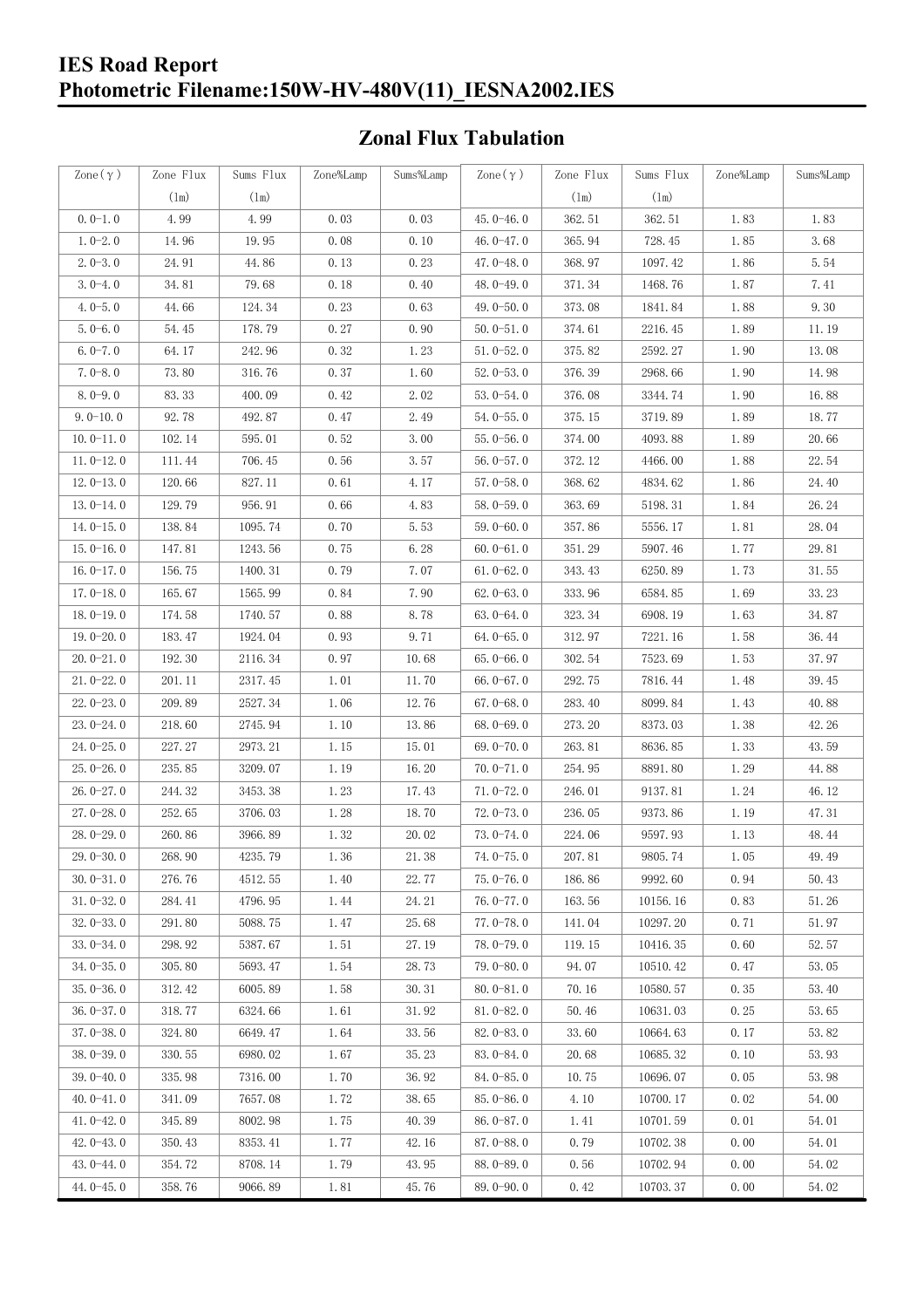## Zonal Flux Tabulation

| Zone(γ) | Zone Flux (lm) | Sums Flux (lm) | Zone%Lamp | Sums%Lamp | Zone(γ) | Zone Flux (lm) | Sums Flux (lm) | Zone%Lamp | Sums%Lamp |
|---|---|---|---|---|---|---|---|---|---|
| 0.0-1.0 | 4.99 | 4.99 | 0.03 | 0.03 | 45.0-46.0 | 362.51 | 362.51 | 1.83 | 1.83 |
| 1.0-2.0 | 14.96 | 19.95 | 0.08 | 0.10 | 46.0-47.0 | 365.94 | 728.45 | 1.85 | 3.68 |
| 2.0-3.0 | 24.91 | 44.86 | 0.13 | 0.23 | 47.0-48.0 | 368.97 | 1097.42 | 1.86 | 5.54 |
| 3.0-4.0 | 34.81 | 79.68 | 0.18 | 0.40 | 48.0-49.0 | 371.34 | 1468.76 | 1.87 | 7.41 |
| 4.0-5.0 | 44.66 | 124.34 | 0.23 | 0.63 | 49.0-50.0 | 373.08 | 1841.84 | 1.88 | 9.30 |
| 5.0-6.0 | 54.45 | 178.79 | 0.27 | 0.90 | 50.0-51.0 | 374.61 | 2216.45 | 1.89 | 11.19 |
| 6.0-7.0 | 64.17 | 242.96 | 0.32 | 1.23 | 51.0-52.0 | 375.82 | 2592.27 | 1.90 | 13.08 |
| 7.0-8.0 | 73.80 | 316.76 | 0.37 | 1.60 | 52.0-53.0 | 376.39 | 2968.66 | 1.90 | 14.98 |
| 8.0-9.0 | 83.33 | 400.09 | 0.42 | 2.02 | 53.0-54.0 | 376.08 | 3344.74 | 1.90 | 16.88 |
| 9.0-10.0 | 92.78 | 492.87 | 0.47 | 2.49 | 54.0-55.0 | 375.15 | 3719.89 | 1.89 | 18.77 |
| 10.0-11.0 | 102.14 | 595.01 | 0.52 | 3.00 | 55.0-56.0 | 374.00 | 4093.88 | 1.89 | 20.66 |
| 11.0-12.0 | 111.44 | 706.45 | 0.56 | 3.57 | 56.0-57.0 | 372.12 | 4466.00 | 1.88 | 22.54 |
| 12.0-13.0 | 120.66 | 827.11 | 0.61 | 4.17 | 57.0-58.0 | 368.62 | 4834.62 | 1.86 | 24.40 |
| 13.0-14.0 | 129.79 | 956.91 | 0.66 | 4.83 | 58.0-59.0 | 363.69 | 5198.31 | 1.84 | 26.24 |
| 14.0-15.0 | 138.84 | 1095.74 | 0.70 | 5.53 | 59.0-60.0 | 357.86 | 5556.17 | 1.81 | 28.04 |
| 15.0-16.0 | 147.81 | 1243.56 | 0.75 | 6.28 | 60.0-61.0 | 351.29 | 5907.46 | 1.77 | 29.81 |
| 16.0-17.0 | 156.75 | 1400.31 | 0.79 | 7.07 | 61.0-62.0 | 343.43 | 6250.89 | 1.73 | 31.55 |
| 17.0-18.0 | 165.67 | 1565.99 | 0.84 | 7.90 | 62.0-63.0 | 333.96 | 6584.85 | 1.69 | 33.23 |
| 18.0-19.0 | 174.58 | 1740.57 | 0.88 | 8.78 | 63.0-64.0 | 323.34 | 6908.19 | 1.63 | 34.87 |
| 19.0-20.0 | 183.47 | 1924.04 | 0.93 | 9.71 | 64.0-65.0 | 312.97 | 7221.16 | 1.58 | 36.44 |
| 20.0-21.0 | 192.30 | 2116.34 | 0.97 | 10.68 | 65.0-66.0 | 302.54 | 7523.69 | 1.53 | 37.97 |
| 21.0-22.0 | 201.11 | 2317.45 | 1.01 | 11.70 | 66.0-67.0 | 292.75 | 7816.44 | 1.48 | 39.45 |
| 22.0-23.0 | 209.89 | 2527.34 | 1.06 | 12.76 | 67.0-68.0 | 283.40 | 8099.84 | 1.43 | 40.88 |
| 23.0-24.0 | 218.60 | 2745.94 | 1.10 | 13.86 | 68.0-69.0 | 273.20 | 8373.03 | 1.38 | 42.26 |
| 24.0-25.0 | 227.27 | 2973.21 | 1.15 | 15.01 | 69.0-70.0 | 263.81 | 8636.85 | 1.33 | 43.59 |
| 25.0-26.0 | 235.85 | 3209.07 | 1.19 | 16.20 | 70.0-71.0 | 254.95 | 8891.80 | 1.29 | 44.88 |
| 26.0-27.0 | 244.32 | 3453.38 | 1.23 | 17.43 | 71.0-72.0 | 246.01 | 9137.81 | 1.24 | 46.12 |
| 27.0-28.0 | 252.65 | 3706.03 | 1.28 | 18.70 | 72.0-73.0 | 236.05 | 9373.86 | 1.19 | 47.31 |
| 28.0-29.0 | 260.86 | 3966.89 | 1.32 | 20.02 | 73.0-74.0 | 224.06 | 9597.93 | 1.13 | 48.44 |
| 29.0-30.0 | 268.90 | 4235.79 | 1.36 | 21.38 | 74.0-75.0 | 207.81 | 9805.74 | 1.05 | 49.49 |
| 30.0-31.0 | 276.76 | 4512.55 | 1.40 | 22.77 | 75.0-76.0 | 186.86 | 9992.60 | 0.94 | 50.43 |
| 31.0-32.0 | 284.41 | 4796.95 | 1.44 | 24.21 | 76.0-77.0 | 163.56 | 10156.16 | 0.83 | 51.26 |
| 32.0-33.0 | 291.80 | 5088.75 | 1.47 | 25.68 | 77.0-78.0 | 141.04 | 10297.20 | 0.71 | 51.97 |
| 33.0-34.0 | 298.92 | 5387.67 | 1.51 | 27.19 | 78.0-79.0 | 119.15 | 10416.35 | 0.60 | 52.57 |
| 34.0-35.0 | 305.80 | 5693.47 | 1.54 | 28.73 | 79.0-80.0 | 94.07 | 10510.42 | 0.47 | 53.05 |
| 35.0-36.0 | 312.42 | 6005.89 | 1.58 | 30.31 | 80.0-81.0 | 70.16 | 10580.57 | 0.35 | 53.40 |
| 36.0-37.0 | 318.77 | 6324.66 | 1.61 | 31.92 | 81.0-82.0 | 50.46 | 10631.03 | 0.25 | 53.65 |
| 37.0-38.0 | 324.80 | 6649.47 | 1.64 | 33.56 | 82.0-83.0 | 33.60 | 10664.63 | 0.17 | 53.82 |
| 38.0-39.0 | 330.55 | 6980.02 | 1.67 | 35.23 | 83.0-84.0 | 20.68 | 10685.32 | 0.10 | 53.93 |
| 39.0-40.0 | 335.98 | 7316.00 | 1.70 | 36.92 | 84.0-85.0 | 10.75 | 10696.07 | 0.05 | 53.98 |
| 40.0-41.0 | 341.09 | 7657.08 | 1.72 | 38.65 | 85.0-86.0 | 4.10 | 10700.17 | 0.02 | 54.00 |
| 41.0-42.0 | 345.89 | 8002.98 | 1.75 | 40.39 | 86.0-87.0 | 1.41 | 10701.59 | 0.01 | 54.01 |
| 42.0-43.0 | 350.43 | 8353.41 | 1.77 | 42.16 | 87.0-88.0 | 0.79 | 10702.38 | 0.00 | 54.01 |
| 43.0-44.0 | 354.72 | 8708.14 | 1.79 | 43.95 | 88.0-89.0 | 0.56 | 10702.94 | 0.00 | 54.02 |
| 44.0-45.0 | 358.76 | 9066.89 | 1.81 | 45.76 | 89.0-90.0 | 0.42 | 10703.37 | 0.00 | 54.02 |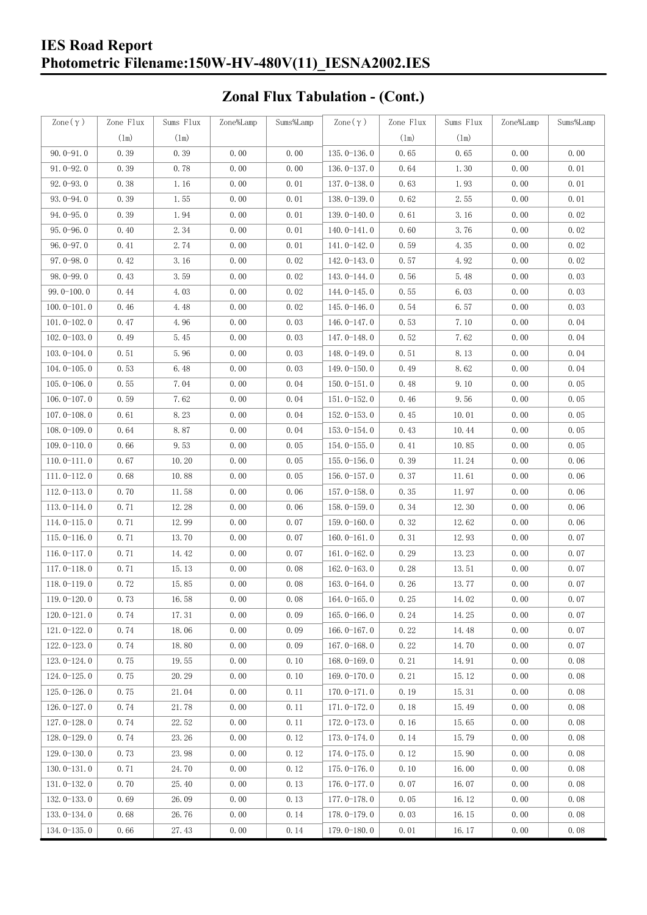# IES Road Report
# Photometric Filename:150W-HV-480V(11)_IESNA2002.IES

## Zonal Flux Tabulation - (Cont.)

| Zone(γ) | Zone Flux (lm) | Sums Flux (lm) | Zone%Lamp | Sums%Lamp | Zone(γ) | Zone Flux (lm) | Sums Flux (lm) | Zone%Lamp | Sums%Lamp |
|---|---|---|---|---|---|---|---|---|---|
| 90.0-91.0 | 0.39 | 0.39 | 0.00 | 0.00 | 135.0-136.0 | 0.65 | 0.65 | 0.00 | 0.00 |
| 91.0-92.0 | 0.39 | 0.78 | 0.00 | 0.00 | 136.0-137.0 | 0.64 | 1.30 | 0.00 | 0.01 |
| 92.0-93.0 | 0.38 | 1.16 | 0.00 | 0.01 | 137.0-138.0 | 0.63 | 1.93 | 0.00 | 0.01 |
| 93.0-94.0 | 0.39 | 1.55 | 0.00 | 0.01 | 138.0-139.0 | 0.62 | 2.55 | 0.00 | 0.01 |
| 94.0-95.0 | 0.39 | 1.94 | 0.00 | 0.01 | 139.0-140.0 | 0.61 | 3.16 | 0.00 | 0.02 |
| 95.0-96.0 | 0.40 | 2.34 | 0.00 | 0.01 | 140.0-141.0 | 0.60 | 3.76 | 0.00 | 0.02 |
| 96.0-97.0 | 0.41 | 2.74 | 0.00 | 0.01 | 141.0-142.0 | 0.59 | 4.35 | 0.00 | 0.02 |
| 97.0-98.0 | 0.42 | 3.16 | 0.00 | 0.02 | 142.0-143.0 | 0.57 | 4.92 | 0.00 | 0.02 |
| 98.0-99.0 | 0.43 | 3.59 | 0.00 | 0.02 | 143.0-144.0 | 0.56 | 5.48 | 0.00 | 0.03 |
| 99.0-100.0 | 0.44 | 4.03 | 0.00 | 0.02 | 144.0-145.0 | 0.55 | 6.03 | 0.00 | 0.03 |
| 100.0-101.0 | 0.46 | 4.48 | 0.00 | 0.02 | 145.0-146.0 | 0.54 | 6.57 | 0.00 | 0.03 |
| 101.0-102.0 | 0.47 | 4.96 | 0.00 | 0.03 | 146.0-147.0 | 0.53 | 7.10 | 0.00 | 0.04 |
| 102.0-103.0 | 0.49 | 5.45 | 0.00 | 0.03 | 147.0-148.0 | 0.52 | 7.62 | 0.00 | 0.04 |
| 103.0-104.0 | 0.51 | 5.96 | 0.00 | 0.03 | 148.0-149.0 | 0.51 | 8.13 | 0.00 | 0.04 |
| 104.0-105.0 | 0.53 | 6.48 | 0.00 | 0.03 | 149.0-150.0 | 0.49 | 8.62 | 0.00 | 0.04 |
| 105.0-106.0 | 0.55 | 7.04 | 0.00 | 0.04 | 150.0-151.0 | 0.48 | 9.10 | 0.00 | 0.05 |
| 106.0-107.0 | 0.59 | 7.62 | 0.00 | 0.04 | 151.0-152.0 | 0.46 | 9.56 | 0.00 | 0.05 |
| 107.0-108.0 | 0.61 | 8.23 | 0.00 | 0.04 | 152.0-153.0 | 0.45 | 10.01 | 0.00 | 0.05 |
| 108.0-109.0 | 0.64 | 8.87 | 0.00 | 0.04 | 153.0-154.0 | 0.43 | 10.44 | 0.00 | 0.05 |
| 109.0-110.0 | 0.66 | 9.53 | 0.00 | 0.05 | 154.0-155.0 | 0.41 | 10.85 | 0.00 | 0.05 |
| 110.0-111.0 | 0.67 | 10.20 | 0.00 | 0.05 | 155.0-156.0 | 0.39 | 11.24 | 0.00 | 0.06 |
| 111.0-112.0 | 0.68 | 10.88 | 0.00 | 0.05 | 156.0-157.0 | 0.37 | 11.61 | 0.00 | 0.06 |
| 112.0-113.0 | 0.70 | 11.58 | 0.00 | 0.06 | 157.0-158.0 | 0.35 | 11.97 | 0.00 | 0.06 |
| 113.0-114.0 | 0.71 | 12.28 | 0.00 | 0.06 | 158.0-159.0 | 0.34 | 12.30 | 0.00 | 0.06 |
| 114.0-115.0 | 0.71 | 12.99 | 0.00 | 0.07 | 159.0-160.0 | 0.32 | 12.62 | 0.00 | 0.06 |
| 115.0-116.0 | 0.71 | 13.70 | 0.00 | 0.07 | 160.0-161.0 | 0.31 | 12.93 | 0.00 | 0.07 |
| 116.0-117.0 | 0.71 | 14.42 | 0.00 | 0.07 | 161.0-162.0 | 0.29 | 13.23 | 0.00 | 0.07 |
| 117.0-118.0 | 0.71 | 15.13 | 0.00 | 0.08 | 162.0-163.0 | 0.28 | 13.51 | 0.00 | 0.07 |
| 118.0-119.0 | 0.72 | 15.85 | 0.00 | 0.08 | 163.0-164.0 | 0.26 | 13.77 | 0.00 | 0.07 |
| 119.0-120.0 | 0.73 | 16.58 | 0.00 | 0.08 | 164.0-165.0 | 0.25 | 14.02 | 0.00 | 0.07 |
| 120.0-121.0 | 0.74 | 17.31 | 0.00 | 0.09 | 165.0-166.0 | 0.24 | 14.25 | 0.00 | 0.07 |
| 121.0-122.0 | 0.74 | 18.06 | 0.00 | 0.09 | 166.0-167.0 | 0.22 | 14.48 | 0.00 | 0.07 |
| 122.0-123.0 | 0.74 | 18.80 | 0.00 | 0.09 | 167.0-168.0 | 0.22 | 14.70 | 0.00 | 0.07 |
| 123.0-124.0 | 0.75 | 19.55 | 0.00 | 0.10 | 168.0-169.0 | 0.21 | 14.91 | 0.00 | 0.08 |
| 124.0-125.0 | 0.75 | 20.29 | 0.00 | 0.10 | 169.0-170.0 | 0.21 | 15.12 | 0.00 | 0.08 |
| 125.0-126.0 | 0.75 | 21.04 | 0.00 | 0.11 | 170.0-171.0 | 0.19 | 15.31 | 0.00 | 0.08 |
| 126.0-127.0 | 0.74 | 21.78 | 0.00 | 0.11 | 171.0-172.0 | 0.18 | 15.49 | 0.00 | 0.08 |
| 127.0-128.0 | 0.74 | 22.52 | 0.00 | 0.11 | 172.0-173.0 | 0.16 | 15.65 | 0.00 | 0.08 |
| 128.0-129.0 | 0.74 | 23.26 | 0.00 | 0.12 | 173.0-174.0 | 0.14 | 15.79 | 0.00 | 0.08 |
| 129.0-130.0 | 0.73 | 23.98 | 0.00 | 0.12 | 174.0-175.0 | 0.12 | 15.90 | 0.00 | 0.08 |
| 130.0-131.0 | 0.71 | 24.70 | 0.00 | 0.12 | 175.0-176.0 | 0.10 | 16.00 | 0.00 | 0.08 |
| 131.0-132.0 | 0.70 | 25.40 | 0.00 | 0.13 | 176.0-177.0 | 0.07 | 16.07 | 0.00 | 0.08 |
| 132.0-133.0 | 0.69 | 26.09 | 0.00 | 0.13 | 177.0-178.0 | 0.05 | 16.12 | 0.00 | 0.08 |
| 133.0-134.0 | 0.68 | 26.76 | 0.00 | 0.14 | 178.0-179.0 | 0.03 | 16.15 | 0.00 | 0.08 |
| 134.0-135.0 | 0.66 | 27.43 | 0.00 | 0.14 | 179.0-180.0 | 0.01 | 16.17 | 0.00 | 0.08 |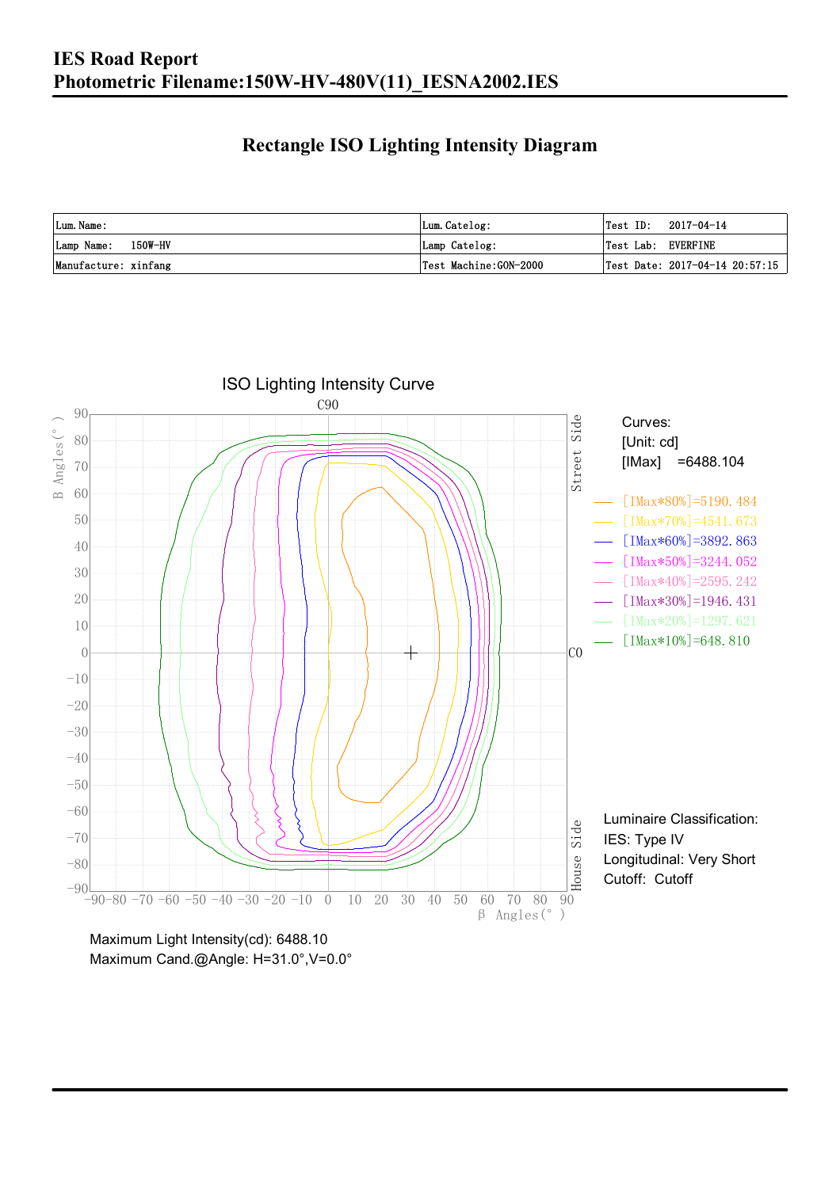# IES Road Report
# Photometric Filename:150W-HV-480V(11)_IESNA2002.IES

## Rectangle ISO Lighting Intensity Diagram

| Lum. Name: | Lum. Catelog: | Test ID: 2017-04-14 |
|---|---|---|
| Lamp Name: 150W-HV | Lamp Catelog: | Test Lab: EVERFINE |
| Manufacture: xinfang | Test Machine:GON-2000 | Test Date: 2017-04-14 20:57:15 |

ISO Lighting Intensity Curve

C90

C0

Street Side

House Side

B Angles(°)

β Angles(°)

Curves:
[Unit: cd]
[IMax] =6488.104

- [IMax*80%]=5190.484
- [IMax*70%]=4541.673
- [IMax*60%]=3892.863
- [IMax*50%]=3244.052
- [IMax*40%]=2595.242
- [IMax*30%]=1946.431
- [IMax*20%]=1297.621
- [IMax*10%]=648.810

Luminaire Classification:
IES: Type IV
Longitudinal: Very Short
Cutoff: Cutoff

Maximum Light Intensity(cd): 6488.10
Maximum Cand.@Angle: H=31.0°,V=0.0°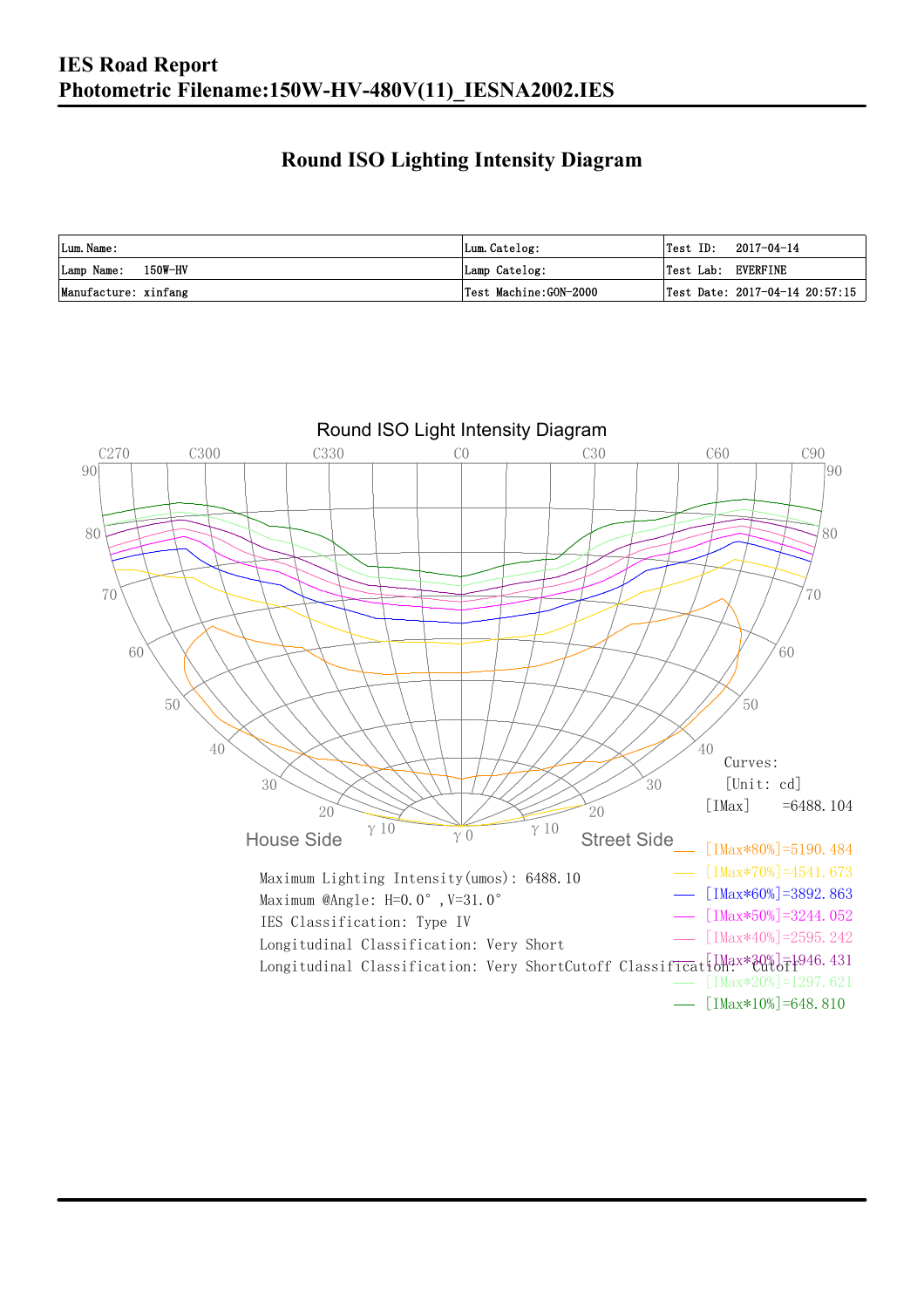# IES Road Report

# Photometric Filename:150W-HV-480V(11)_IESNA2002.IES

## Round ISO Lighting Intensity Diagram

| Lum.Name: | Lum.Catelog: | Test ID: 2017-04-14 |
|---|---|---|
| Lamp Name: 150W-HV | Lamp Catelog: | Test Lab: EVERFINE |
| Manufacture: xinfang | Test Machine:GON-2000 | Test Date: 2017-04-14 20:57:15 |

Round ISO Light Intensity Diagram

C270 C300 C330 C0 C30 C60 C90

House Side — Street Side

Curves:
[Unit: cd]
[IMax] =6488.104

[IMax*80%]=5190.484
[IMax*70%]=4541.673
[IMax*60%]=3892.863
[IMax*50%]=3244.052
[IMax*40%]=2595.242
[IMax*30%]=1946.431
[IMax*20%]=1297.621
[IMax*10%]=648.810

Maximum Lighting Intensity(umos): 6488.10
Maximum @Angle: H=0.0°, V=31.0°
IES Classification: Type IV
Longitudinal Classification: Very Short
Longitudinal Classification: Very ShortCutoff Classification: Cutoff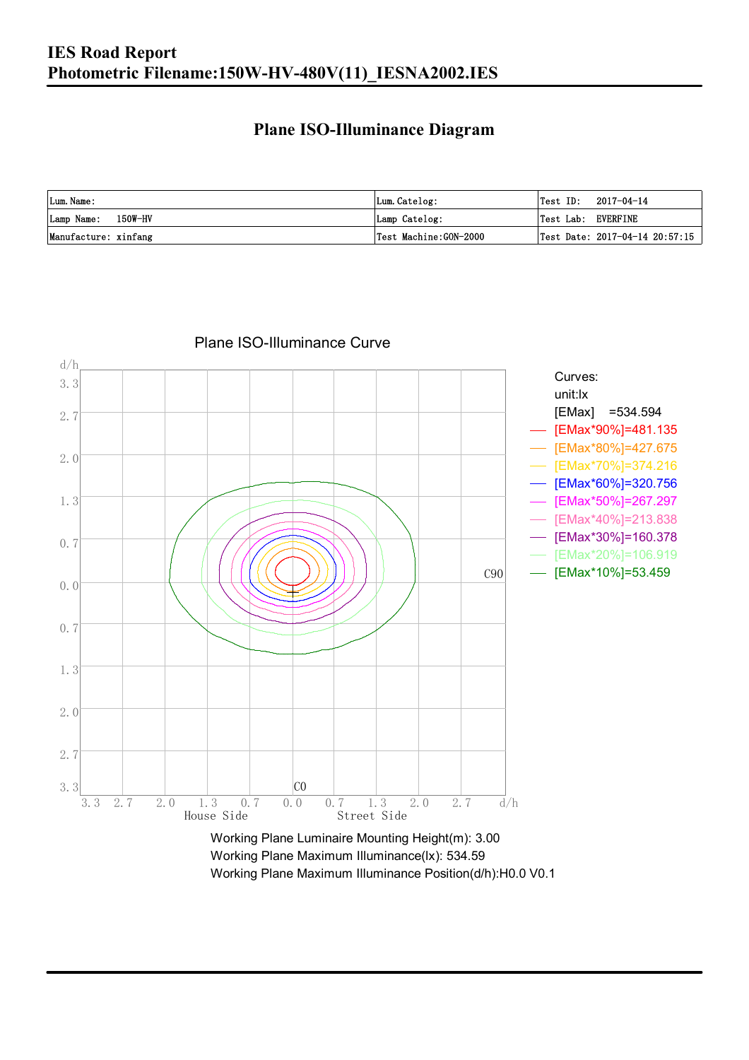# IES Road Report
## Photometric Filename:150W-HV-480V(11)_IESNA2002.IES

### Plane ISO-Illuminance Diagram

| Lum. Name: | Lum. Catelog: | Test ID: 2017-04-14 |
|---|---|---|
| Lamp Name: 150W-HV | Lamp Catelog: | Test Lab: EVERFINE |
| Manufacture: xinfang | Test Machine:GON-2000 | Test Date: 2017-04-14 20:57:15 |

Plane ISO-Illuminance Curve

Curves:
unit:lx
[EMax] =534.594
[EMax*90%]=481.135
[EMax*80%]=427.675
[EMax*70%]=374.216
[EMax*60%]=320.756
[EMax*50%]=267.297
[EMax*40%]=213.838
[EMax*30%]=160.378
[EMax*20%]=106.919
[EMax*10%]=53.459

Working Plane Luminaire Mounting Height(m): 3.00
Working Plane Maximum Illuminance(lx): 534.59
Working Plane Maximum Illuminance Position(d/h):H0.0 V0.1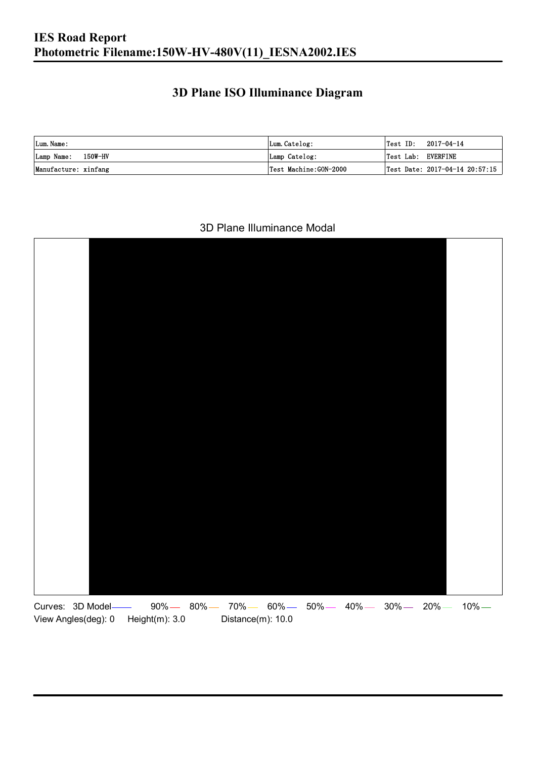# IES Road Report
## Photometric Filename:150W-HV-480V(11)_IESNA2002.IES

## 3D Plane ISO Illuminance Diagram

| Lum. Name: | Lum. Catelog: | Test ID: 2017-04-14 |
|---|---|---|
| Lamp Name: 150W-HV | Lamp Catelog: | Test Lab: EVERFINE |
| Manufacture: xinfang | Test Machine:GON-2000 | Test Date: 2017-04-14 20:57:15 |

3D Plane Illuminance Modal

Curves: 3D Model 90% 80% 70% 60% 50% 40% 30% 20% 10%

View Angles(deg): 0 Height(m): 3.0 Distance(m): 10.0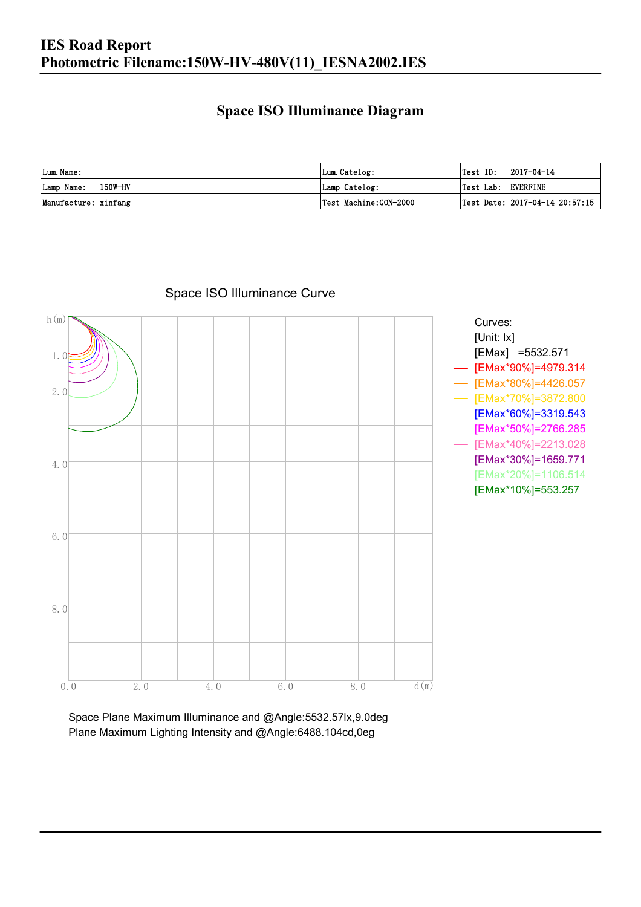# IES Road Report

## Photometric Filename:150W-HV-480V(11)_IESNA2002.IES

## Space ISO Illuminance Diagram

| Lum. Name: | Lum. Catelog: | Test ID: 2017-04-14 |
|---|---|---|
| Lamp Name: 150W-HV | Lamp Catelog: | Test Lab: EVERFINE |
| Manufacture: xinfang | Test Machine:GON-2000 | Test Date: 2017-04-14 20:57:15 |

Space ISO Illuminance Curve

h(m)

1.0
2.0
4.0
6.0
8.0

0.0 2.0 4.0 6.0 8.0 d(m)

Curves:
[Unit: lx]
[EMax] =5532.571
[EMax*90%]=4979.314
[EMax*80%]=4426.057
[EMax*70%]=3872.800
[EMax*60%]=3319.543
[EMax*50%]=2766.285
[EMax*40%]=2213.028
[EMax*30%]=1659.771
[EMax*20%]=1106.514
[EMax*10%]=553.257

Space Plane Maximum Illuminance and @Angle:5532.57lx,9.0deg
Plane Maximum Lighting Intensity and @Angle:6488.104cd,0eg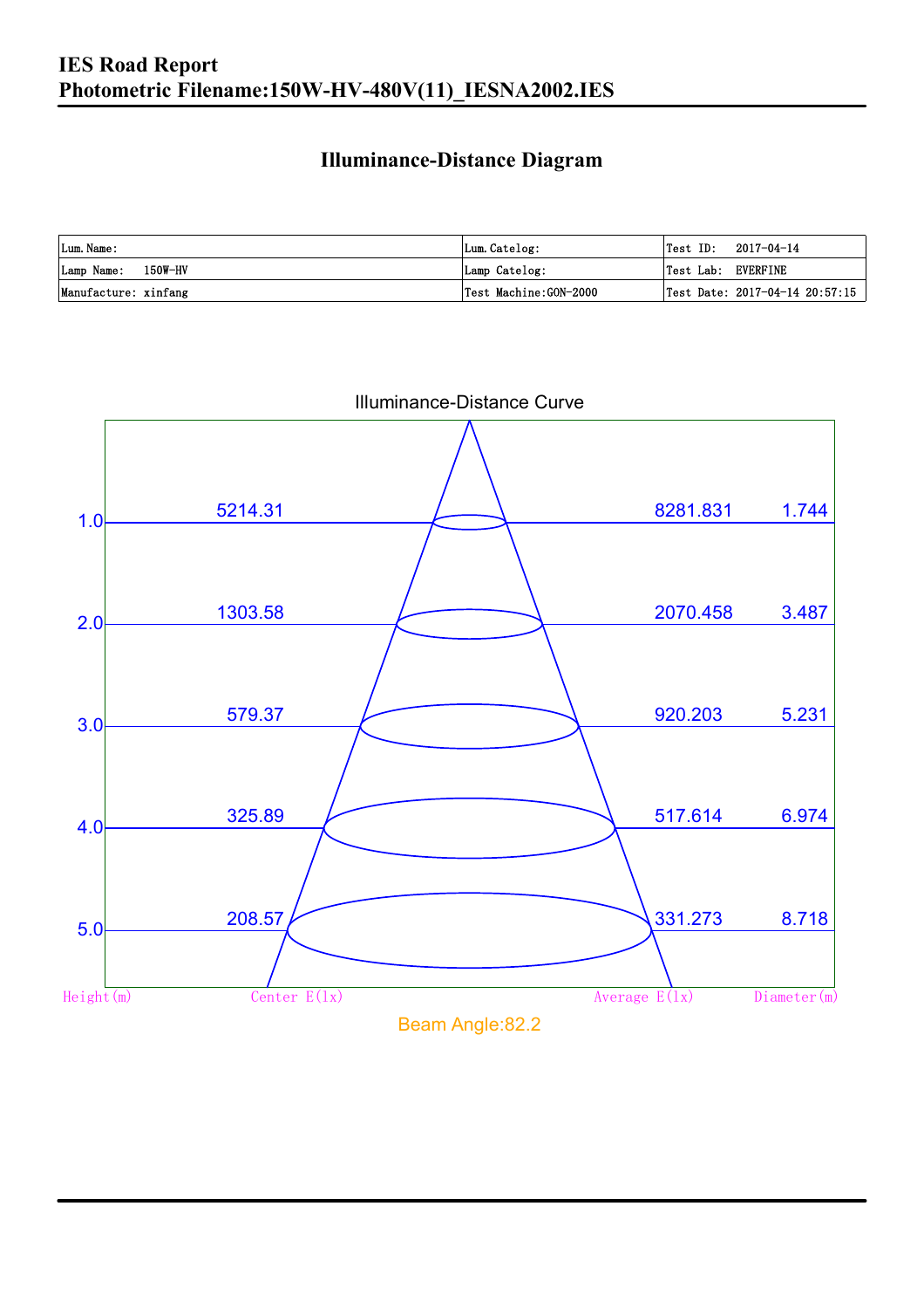# IES Road Report
# Photometric Filename:150W-HV-480V(11)_IESNA2002.IES

## Illuminance-Distance Diagram

| Lum.Name: | Lum.Catelog: | Test ID: 2017-04-14 |
|---|---|---|
| Lamp Name: 150W-HV | Lamp Catelog: | Test Lab: EVERFINE |
| Manufacture: xinfang | Test Machine:GON-2000 | Test Date: 2017-04-14 20:57:15 |

Illuminance-Distance Curve

| Height(m) | Center E(lx) | Average E(lx) | Diameter(m) |
|---|---|---|---|
| 1.0 | 5214.31 | 8281.831 | 1.744 |
| 2.0 | 1303.58 | 2070.458 | 3.487 |
| 3.0 | 579.37 | 920.203 | 5.231 |
| 4.0 | 325.89 | 517.614 | 6.974 |
| 5.0 | 208.57 | 331.273 | 8.718 |

Beam Angle:82.2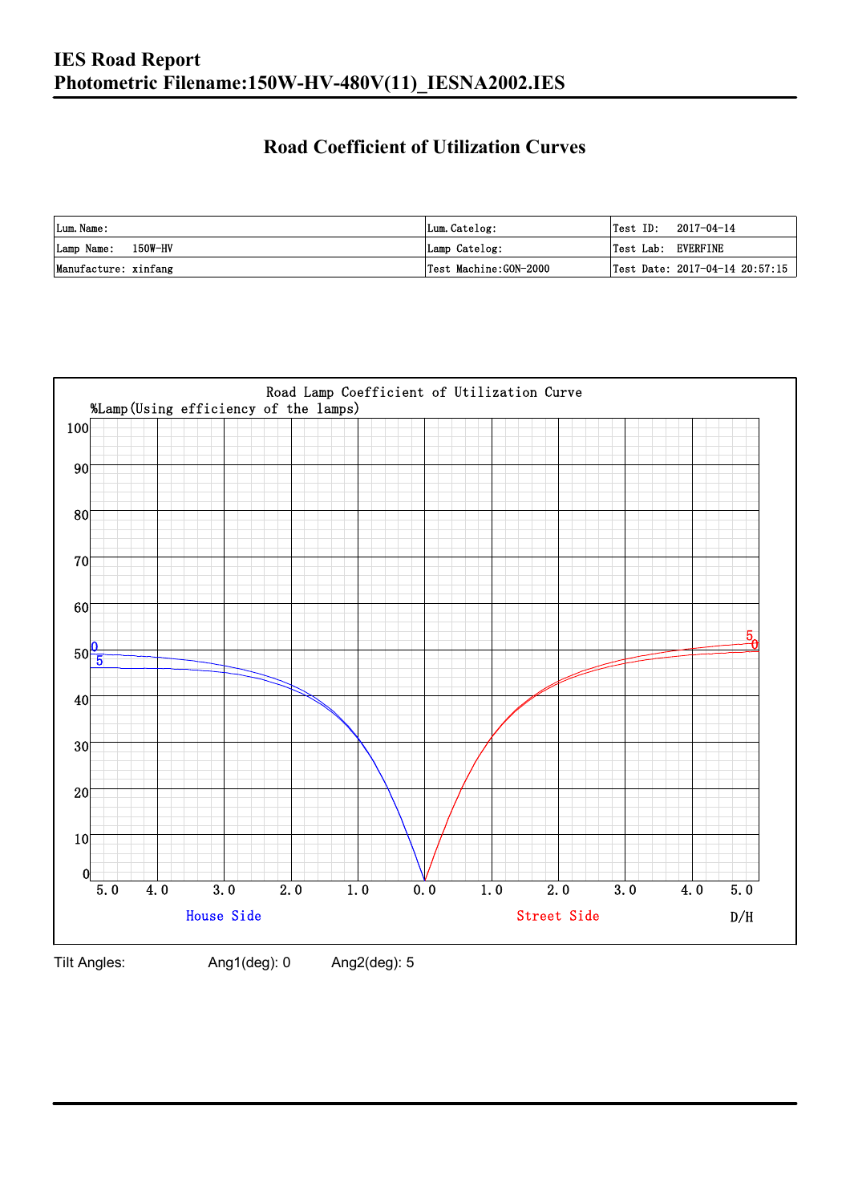# IES Road Report

## Photometric Filename:150W-HV-480V(11)_IESNA2002.IES

### Road Coefficient of Utilization Curves

| Lum. Name: | Lum. Catelog: | Test ID: 2017-04-14 |
|---|---|---|
| Lamp Name: 150W-HV | Lamp Catelog: | Test Lab: EVERFINE |
| Manufacture: xinfang | Test Machine:GON-2000 | Test Date: 2017-04-14 20:57:15 |

Road Lamp Coefficient of Utilization Curve

%Lamp(Using efficiency of the lamps)

House Side — Street Side — D/H

Tilt Angles: Ang1(deg): 0 Ang2(deg): 5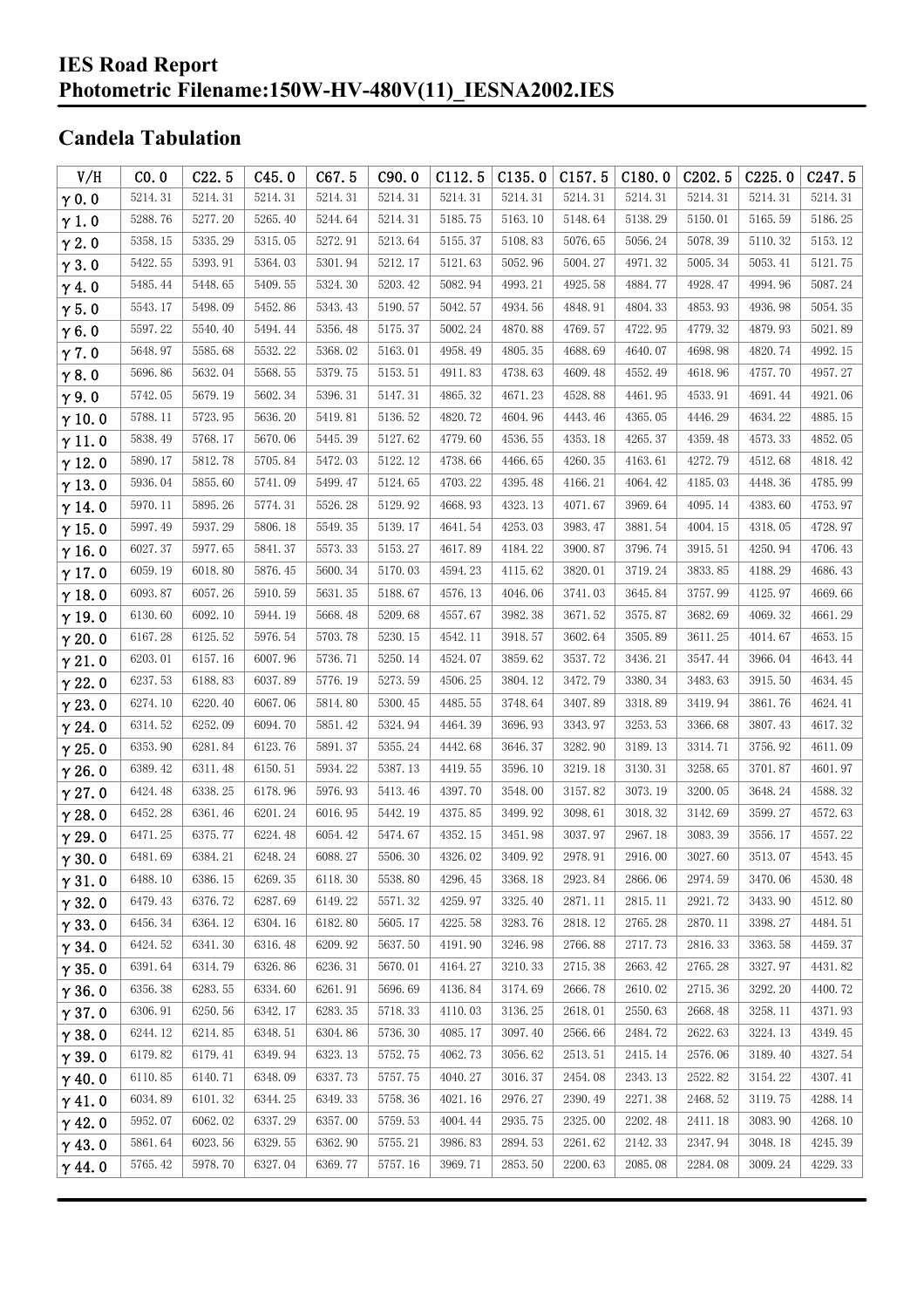# IES Road Report
# Photometric Filename:150W-HV-480V(11)_IESNA2002.IES

## Candela Tabulation

| V/H | C0.0 | C22.5 | C45.0 | C67.5 | C90.0 | C112.5 | C135.0 | C157.5 | C180.0 | C202.5 | C225.0 | C247.5 |
|---|---|---|---|---|---|---|---|---|---|---|---|---|
| γ0.0 | 5214.31 | 5214.31 | 5214.31 | 5214.31 | 5214.31 | 5214.31 | 5214.31 | 5214.31 | 5214.31 | 5214.31 | 5214.31 | 5214.31 |
| γ1.0 | 5288.76 | 5277.20 | 5265.40 | 5244.64 | 5214.31 | 5185.75 | 5163.10 | 5148.64 | 5138.29 | 5150.01 | 5165.59 | 5186.25 |
| γ2.0 | 5358.15 | 5335.29 | 5315.05 | 5272.91 | 5213.64 | 5155.37 | 5108.83 | 5076.65 | 5056.24 | 5078.39 | 5110.32 | 5153.12 |
| γ3.0 | 5422.55 | 5393.91 | 5364.03 | 5301.94 | 5212.17 | 5121.63 | 5052.96 | 5004.27 | 4971.32 | 5005.34 | 5053.41 | 5121.75 |
| γ4.0 | 5485.44 | 5448.65 | 5409.55 | 5324.30 | 5203.42 | 5082.94 | 4993.21 | 4925.58 | 4884.77 | 4928.47 | 4994.96 | 5087.24 |
| γ5.0 | 5543.17 | 5498.09 | 5452.86 | 5343.43 | 5190.57 | 5042.57 | 4934.56 | 4848.91 | 4804.33 | 4853.93 | 4936.98 | 5054.35 |
| γ6.0 | 5597.22 | 5540.40 | 5494.44 | 5356.48 | 5175.37 | 5002.24 | 4870.88 | 4769.57 | 4722.95 | 4779.32 | 4879.93 | 5021.89 |
| γ7.0 | 5648.97 | 5585.68 | 5532.22 | 5368.02 | 5163.01 | 4958.49 | 4805.35 | 4688.69 | 4640.07 | 4698.98 | 4820.74 | 4992.15 |
| γ8.0 | 5696.86 | 5632.04 | 5568.55 | 5379.75 | 5153.51 | 4911.83 | 4738.63 | 4609.48 | 4552.49 | 4618.96 | 4757.70 | 4957.27 |
| γ9.0 | 5742.05 | 5679.19 | 5602.34 | 5396.31 | 5147.31 | 4865.32 | 4671.23 | 4528.88 | 4461.95 | 4533.91 | 4691.44 | 4921.06 |
| γ10.0 | 5788.11 | 5723.95 | 5636.20 | 5419.81 | 5136.52 | 4820.72 | 4604.96 | 4443.46 | 4365.05 | 4446.29 | 4634.22 | 4885.15 |
| γ11.0 | 5838.49 | 5768.17 | 5670.06 | 5445.39 | 5127.62 | 4779.60 | 4536.55 | 4353.18 | 4265.37 | 4359.48 | 4573.33 | 4852.05 |
| γ12.0 | 5890.17 | 5812.78 | 5705.84 | 5472.03 | 5122.12 | 4738.66 | 4466.65 | 4260.35 | 4163.61 | 4272.79 | 4512.68 | 4818.42 |
| γ13.0 | 5936.04 | 5855.60 | 5741.09 | 5499.47 | 5124.65 | 4703.22 | 4395.48 | 4166.21 | 4064.42 | 4185.03 | 4448.36 | 4785.99 |
| γ14.0 | 5970.11 | 5895.26 | 5774.31 | 5526.28 | 5129.92 | 4668.93 | 4323.13 | 4071.67 | 3969.64 | 4095.14 | 4383.60 | 4753.97 |
| γ15.0 | 5997.49 | 5937.29 | 5806.18 | 5549.35 | 5139.17 | 4641.54 | 4253.03 | 3983.47 | 3881.54 | 4004.15 | 4318.05 | 4728.97 |
| γ16.0 | 6027.37 | 5977.65 | 5841.37 | 5573.33 | 5153.27 | 4617.89 | 4184.22 | 3900.87 | 3796.74 | 3915.51 | 4250.94 | 4706.43 |
| γ17.0 | 6059.19 | 6018.80 | 5876.45 | 5600.34 | 5170.03 | 4594.23 | 4115.62 | 3820.01 | 3719.24 | 3833.85 | 4188.29 | 4686.43 |
| γ18.0 | 6093.87 | 6057.26 | 5910.59 | 5631.35 | 5188.67 | 4576.13 | 4046.06 | 3741.03 | 3645.84 | 3757.99 | 4125.97 | 4669.66 |
| γ19.0 | 6130.60 | 6092.10 | 5944.19 | 5668.48 | 5209.68 | 4557.67 | 3982.38 | 3671.52 | 3575.87 | 3682.69 | 4069.32 | 4661.29 |
| γ20.0 | 6167.28 | 6125.52 | 5976.54 | 5703.78 | 5230.15 | 4542.11 | 3918.57 | 3602.64 | 3505.89 | 3611.25 | 4014.67 | 4653.15 |
| γ21.0 | 6203.01 | 6157.16 | 6007.96 | 5736.71 | 5250.14 | 4524.07 | 3859.62 | 3537.72 | 3436.21 | 3547.44 | 3966.04 | 4643.44 |
| γ22.0 | 6237.53 | 6188.83 | 6037.89 | 5776.19 | 5273.59 | 4506.25 | 3804.12 | 3472.79 | 3380.34 | 3483.63 | 3915.50 | 4634.45 |
| γ23.0 | 6274.10 | 6220.40 | 6067.06 | 5814.80 | 5300.45 | 4485.55 | 3748.64 | 3407.89 | 3318.89 | 3419.94 | 3861.76 | 4624.41 |
| γ24.0 | 6314.52 | 6252.09 | 6094.70 | 5851.42 | 5324.94 | 4464.39 | 3696.93 | 3343.97 | 3253.53 | 3366.68 | 3807.43 | 4617.32 |
| γ25.0 | 6353.90 | 6281.84 | 6123.76 | 5891.37 | 5355.24 | 4442.68 | 3646.37 | 3282.90 | 3189.13 | 3314.71 | 3756.92 | 4611.09 |
| γ26.0 | 6389.42 | 6311.48 | 6150.51 | 5934.22 | 5387.13 | 4419.55 | 3596.10 | 3219.18 | 3130.31 | 3258.65 | 3701.87 | 4601.97 |
| γ27.0 | 6424.48 | 6338.25 | 6178.96 | 5976.93 | 5413.46 | 4397.70 | 3548.00 | 3157.82 | 3073.19 | 3200.05 | 3648.24 | 4588.32 |
| γ28.0 | 6452.28 | 6361.46 | 6201.24 | 6016.95 | 5442.19 | 4375.85 | 3499.92 | 3098.61 | 3018.32 | 3142.69 | 3599.27 | 4572.63 |
| γ29.0 | 6471.25 | 6375.77 | 6224.48 | 6054.42 | 5474.67 | 4352.15 | 3451.98 | 3037.97 | 2967.18 | 3083.39 | 3556.17 | 4557.22 |
| γ30.0 | 6481.69 | 6384.21 | 6248.24 | 6088.27 | 5506.30 | 4326.02 | 3409.92 | 2978.91 | 2916.00 | 3027.60 | 3513.07 | 4543.45 |
| γ31.0 | 6488.10 | 6386.15 | 6269.35 | 6118.30 | 5538.80 | 4296.45 | 3368.18 | 2923.84 | 2866.06 | 2974.59 | 3470.06 | 4530.48 |
| γ32.0 | 6479.43 | 6376.72 | 6287.69 | 6149.22 | 5571.32 | 4259.97 | 3325.40 | 2871.11 | 2815.11 | 2921.72 | 3433.90 | 4512.80 |
| γ33.0 | 6456.34 | 6364.12 | 6304.16 | 6182.80 | 5605.17 | 4225.58 | 3283.76 | 2818.12 | 2765.28 | 2870.11 | 3398.27 | 4484.51 |
| γ34.0 | 6424.52 | 6341.30 | 6316.48 | 6209.92 | 5637.50 | 4191.90 | 3246.98 | 2766.88 | 2717.73 | 2816.33 | 3363.58 | 4459.37 |
| γ35.0 | 6391.64 | 6314.79 | 6326.86 | 6236.31 | 5670.01 | 4164.27 | 3210.33 | 2715.38 | 2663.42 | 2765.28 | 3327.97 | 4431.82 |
| γ36.0 | 6356.38 | 6283.55 | 6334.60 | 6261.91 | 5696.69 | 4136.84 | 3174.69 | 2666.78 | 2610.02 | 2715.36 | 3292.20 | 4400.72 |
| γ37.0 | 6306.91 | 6250.56 | 6342.17 | 6283.35 | 5718.33 | 4110.03 | 3136.25 | 2618.01 | 2550.63 | 2668.48 | 3258.11 | 4371.93 |
| γ38.0 | 6244.12 | 6214.85 | 6348.51 | 6304.86 | 5736.30 | 4085.17 | 3097.40 | 2566.66 | 2484.72 | 2622.63 | 3224.13 | 4349.45 |
| γ39.0 | 6179.82 | 6179.41 | 6349.94 | 6323.13 | 5752.75 | 4062.73 | 3056.62 | 2513.51 | 2415.14 | 2576.06 | 3189.40 | 4327.54 |
| γ40.0 | 6110.85 | 6140.71 | 6348.09 | 6337.73 | 5757.75 | 4040.27 | 3016.37 | 2454.08 | 2343.13 | 2522.82 | 3154.22 | 4307.41 |
| γ41.0 | 6034.89 | 6101.32 | 6344.25 | 6349.33 | 5758.36 | 4021.16 | 2976.27 | 2390.49 | 2271.38 | 2468.52 | 3119.75 | 4288.14 |
| γ42.0 | 5952.07 | 6062.02 | 6337.29 | 6357.00 | 5759.53 | 4004.44 | 2935.75 | 2325.00 | 2202.48 | 2411.18 | 3083.90 | 4268.10 |
| γ43.0 | 5861.64 | 6023.56 | 6329.55 | 6362.90 | 5755.21 | 3986.83 | 2894.53 | 2261.62 | 2142.33 | 2347.94 | 3048.18 | 4245.39 |
| γ44.0 | 5765.42 | 5978.70 | 6327.04 | 6369.77 | 5757.16 | 3969.71 | 2853.50 | 2200.63 | 2085.08 | 2284.08 | 3009.24 | 4229.33 |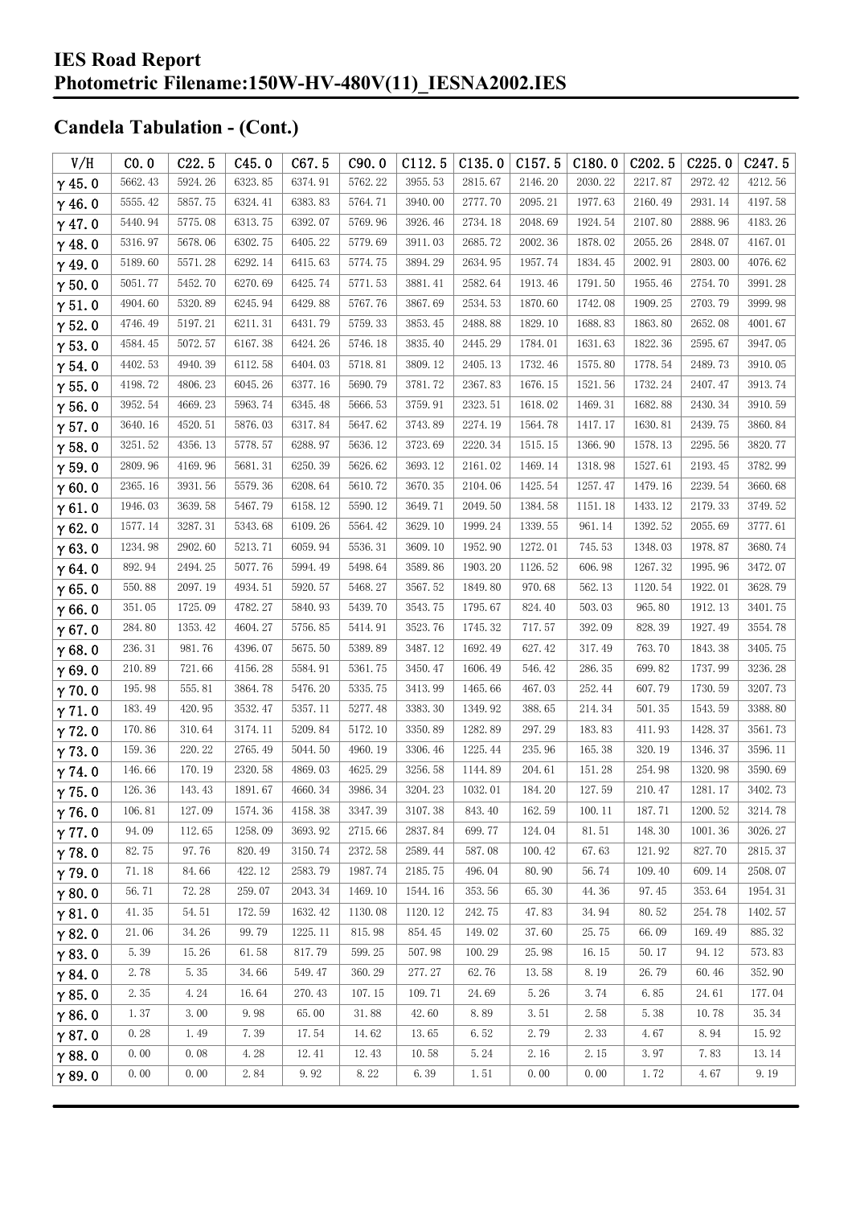## Candela Tabulation - (Cont.)

| V/H | C0.0 | C22.5 | C45.0 | C67.5 | C90.0 | C112.5 | C135.0 | C157.5 | C180.0 | C202.5 | C225.0 | C247.5 |
|---|---|---|---|---|---|---|---|---|---|---|---|---|
| γ 45.0 | 5662.43 | 5924.26 | 6323.85 | 6374.91 | 5762.22 | 3955.53 | 2815.67 | 2146.20 | 2030.22 | 2217.87 | 2972.42 | 4212.56 |
| γ 46.0 | 5555.42 | 5857.75 | 6324.41 | 6383.83 | 5764.71 | 3940.00 | 2777.70 | 2095.21 | 1977.63 | 2160.49 | 2931.14 | 4197.58 |
| γ 47.0 | 5440.94 | 5775.08 | 6313.75 | 6392.07 | 5769.96 | 3926.46 | 2734.18 | 2048.69 | 1924.54 | 2107.80 | 2888.96 | 4183.26 |
| γ 48.0 | 5316.97 | 5678.06 | 6302.75 | 6405.22 | 5779.69 | 3911.03 | 2685.72 | 2002.36 | 1878.02 | 2055.26 | 2848.07 | 4167.01 |
| γ 49.0 | 5189.60 | 5571.28 | 6292.14 | 6415.63 | 5774.75 | 3894.29 | 2634.95 | 1957.74 | 1834.45 | 2002.91 | 2803.00 | 4076.62 |
| γ 50.0 | 5051.77 | 5452.70 | 6270.69 | 6425.74 | 5771.53 | 3881.41 | 2582.64 | 1913.46 | 1791.50 | 1955.46 | 2754.70 | 3991.28 |
| γ 51.0 | 4904.60 | 5320.89 | 6245.94 | 6429.88 | 5767.76 | 3867.69 | 2534.53 | 1870.60 | 1742.08 | 1909.25 | 2703.79 | 3999.98 |
| γ 52.0 | 4746.49 | 5197.21 | 6211.31 | 6431.79 | 5759.33 | 3853.45 | 2488.88 | 1829.10 | 1688.83 | 1863.80 | 2652.08 | 4001.67 |
| γ 53.0 | 4584.45 | 5072.57 | 6167.38 | 6424.26 | 5746.18 | 3835.40 | 2445.29 | 1784.01 | 1631.63 | 1822.36 | 2595.67 | 3947.05 |
| γ 54.0 | 4402.53 | 4940.39 | 6112.58 | 6404.03 | 5718.81 | 3809.12 | 2405.13 | 1732.46 | 1575.80 | 1778.54 | 2489.73 | 3910.05 |
| γ 55.0 | 4198.72 | 4806.23 | 6045.26 | 6377.16 | 5690.79 | 3781.72 | 2367.83 | 1676.15 | 1521.56 | 1732.24 | 2407.47 | 3913.74 |
| γ 56.0 | 3952.54 | 4669.23 | 5963.74 | 6345.48 | 5666.53 | 3759.91 | 2323.51 | 1618.02 | 1469.31 | 1682.88 | 2430.34 | 3910.59 |
| γ 57.0 | 3640.16 | 4520.51 | 5876.03 | 6317.84 | 5647.62 | 3743.89 | 2274.19 | 1564.78 | 1417.17 | 1630.81 | 2439.75 | 3860.84 |
| γ 58.0 | 3251.52 | 4356.13 | 5778.57 | 6288.97 | 5636.12 | 3723.69 | 2220.34 | 1515.15 | 1366.90 | 1578.13 | 2295.56 | 3820.77 |
| γ 59.0 | 2809.96 | 4169.96 | 5681.31 | 6250.39 | 5626.62 | 3693.12 | 2161.02 | 1469.14 | 1318.98 | 1527.61 | 2193.45 | 3782.99 |
| γ 60.0 | 2365.16 | 3931.56 | 5579.36 | 6208.64 | 5610.72 | 3670.35 | 2104.06 | 1425.54 | 1257.47 | 1479.16 | 2239.54 | 3660.68 |
| γ 61.0 | 1946.03 | 3639.58 | 5467.79 | 6158.12 | 5590.12 | 3649.71 | 2049.50 | 1384.58 | 1151.18 | 1433.12 | 2179.33 | 3749.52 |
| γ 62.0 | 1577.14 | 3287.31 | 5343.68 | 6109.26 | 5564.42 | 3629.10 | 1999.24 | 1339.55 | 961.14 | 1392.52 | 2055.69 | 3777.61 |
| γ 63.0 | 1234.98 | 2902.60 | 5213.71 | 6059.94 | 5536.31 | 3609.10 | 1952.90 | 1272.01 | 745.53 | 1348.03 | 1978.87 | 3680.74 |
| γ 64.0 | 892.94 | 2494.25 | 5077.76 | 5994.49 | 5498.64 | 3589.86 | 1903.20 | 1126.52 | 606.98 | 1267.32 | 1995.96 | 3472.07 |
| γ 65.0 | 550.88 | 2097.19 | 4934.51 | 5920.57 | 5468.27 | 3567.52 | 1849.80 | 970.68 | 562.13 | 1120.54 | 1922.01 | 3628.79 |
| γ 66.0 | 351.05 | 1725.09 | 4782.27 | 5840.93 | 5439.70 | 3543.75 | 1795.67 | 824.40 | 503.03 | 965.80 | 1912.13 | 3401.75 |
| γ 67.0 | 284.80 | 1353.42 | 4604.27 | 5756.85 | 5414.91 | 3523.76 | 1745.32 | 717.57 | 392.09 | 828.39 | 1927.49 | 3554.78 |
| γ 68.0 | 236.31 | 981.76 | 4396.07 | 5675.50 | 5389.89 | 3487.12 | 1692.49 | 627.42 | 317.49 | 763.70 | 1843.38 | 3405.75 |
| γ 69.0 | 210.89 | 721.66 | 4156.28 | 5584.91 | 5361.75 | 3450.47 | 1606.49 | 546.42 | 286.35 | 699.82 | 1737.99 | 3236.28 |
| γ 70.0 | 195.98 | 555.81 | 3864.78 | 5476.20 | 5335.75 | 3413.99 | 1465.66 | 467.03 | 252.44 | 607.79 | 1730.59 | 3207.73 |
| γ 71.0 | 183.49 | 420.95 | 3532.47 | 5357.11 | 5277.48 | 3383.30 | 1349.92 | 388.65 | 214.34 | 501.35 | 1543.59 | 3388.80 |
| γ 72.0 | 170.86 | 310.64 | 3174.11 | 5209.84 | 5172.10 | 3350.89 | 1282.89 | 297.29 | 183.83 | 411.93 | 1428.37 | 3561.73 |
| γ 73.0 | 159.36 | 220.22 | 2765.49 | 5044.50 | 4960.19 | 3306.46 | 1225.44 | 235.96 | 165.38 | 320.19 | 1346.37 | 3596.11 |
| γ 74.0 | 146.66 | 170.19 | 2320.58 | 4869.03 | 4625.29 | 3256.58 | 1144.89 | 204.61 | 151.28 | 254.98 | 1320.98 | 3590.69 |
| γ 75.0 | 126.36 | 143.43 | 1891.67 | 4660.34 | 3986.34 | 3204.23 | 1032.01 | 184.20 | 127.59 | 210.47 | 1281.17 | 3402.73 |
| γ 76.0 | 106.81 | 127.09 | 1574.36 | 4158.38 | 3347.39 | 3107.38 | 843.40 | 162.59 | 100.11 | 187.71 | 1200.52 | 3214.78 |
| γ 77.0 | 94.09 | 112.65 | 1258.09 | 3693.92 | 2715.66 | 2837.84 | 699.77 | 124.04 | 81.51 | 148.30 | 1001.36 | 3026.27 |
| γ 78.0 | 82.75 | 97.76 | 820.49 | 3150.74 | 2372.58 | 2589.44 | 587.08 | 100.42 | 67.63 | 121.92 | 827.70 | 2815.37 |
| γ 79.0 | 71.18 | 84.66 | 422.12 | 2583.79 | 1987.74 | 2185.75 | 496.04 | 80.90 | 56.74 | 109.40 | 609.14 | 2508.07 |
| γ 80.0 | 56.71 | 72.28 | 259.07 | 2043.34 | 1469.10 | 1544.16 | 353.56 | 65.30 | 44.36 | 97.45 | 353.64 | 1954.31 |
| γ 81.0 | 41.35 | 54.51 | 172.59 | 1632.42 | 1130.08 | 1120.12 | 242.75 | 47.83 | 34.94 | 80.52 | 254.78 | 1402.57 |
| γ 82.0 | 21.06 | 34.26 | 99.79 | 1225.11 | 815.98 | 854.45 | 149.02 | 37.60 | 25.75 | 66.09 | 169.49 | 885.32 |
| γ 83.0 | 5.39 | 15.26 | 61.58 | 817.79 | 599.25 | 507.98 | 100.29 | 25.98 | 16.15 | 50.17 | 94.12 | 573.83 |
| γ 84.0 | 2.78 | 5.35 | 34.66 | 549.47 | 360.29 | 277.27 | 62.76 | 13.58 | 8.19 | 26.79 | 60.46 | 352.90 |
| γ 85.0 | 2.35 | 4.24 | 16.64 | 270.43 | 107.15 | 109.71 | 24.69 | 5.26 | 3.74 | 6.85 | 24.61 | 177.04 |
| γ 86.0 | 1.37 | 3.00 | 9.98 | 65.00 | 31.88 | 42.60 | 8.89 | 3.51 | 2.58 | 5.38 | 10.78 | 35.34 |
| γ 87.0 | 0.28 | 1.49 | 7.39 | 17.54 | 14.62 | 13.65 | 6.52 | 2.79 | 2.33 | 4.67 | 8.94 | 15.92 |
| γ 88.0 | 0.00 | 0.08 | 4.28 | 12.41 | 12.43 | 10.58 | 5.24 | 2.16 | 2.15 | 3.97 | 7.83 | 13.14 |
| γ 89.0 | 0.00 | 0.00 | 2.84 | 9.92 | 8.22 | 6.39 | 1.51 | 0.00 | 0.00 | 1.72 | 4.67 | 9.19 |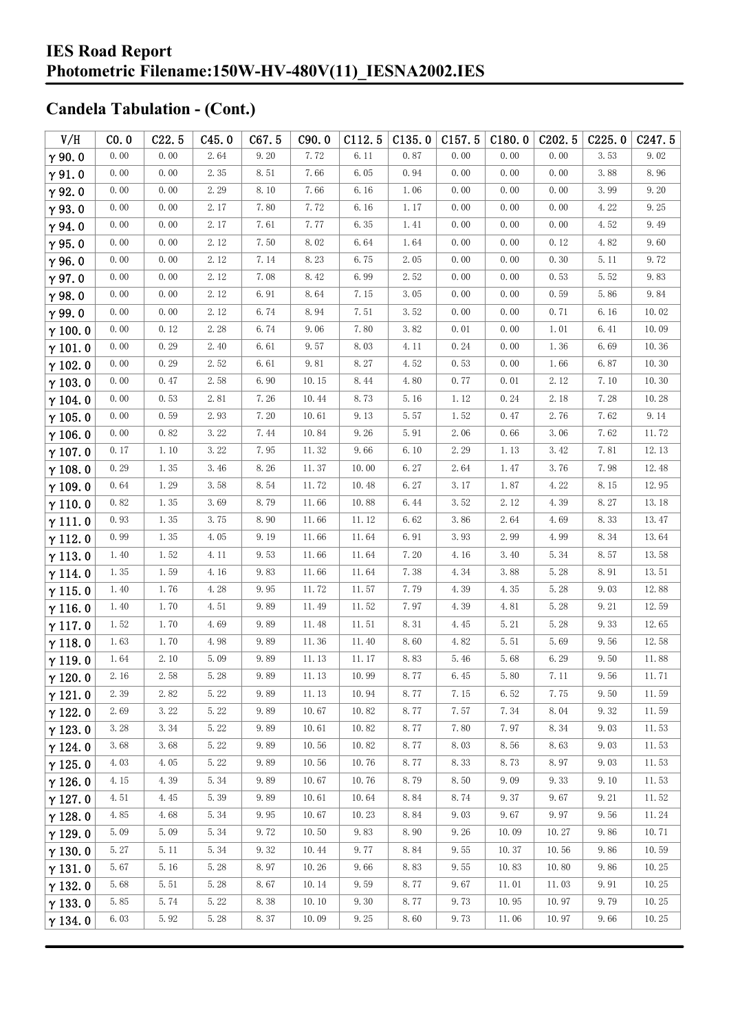# IES Road Report
# Photometric Filename:150W-HV-480V(11)_IESNA2002.IES

## Candela Tabulation - (Cont.)

| V/H | C0.0 | C22.5 | C45.0 | C67.5 | C90.0 | C112.5 | C135.0 | C157.5 | C180.0 | C202.5 | C225.0 | C247.5 |
|---|---|---|---|---|---|---|---|---|---|---|---|---|
| γ90.0 | 0.00 | 0.00 | 2.64 | 9.20 | 7.72 | 6.11 | 0.87 | 0.00 | 0.00 | 0.00 | 3.53 | 9.02 |
| γ91.0 | 0.00 | 0.00 | 2.35 | 8.51 | 7.66 | 6.05 | 0.94 | 0.00 | 0.00 | 0.00 | 3.88 | 8.96 |
| γ92.0 | 0.00 | 0.00 | 2.29 | 8.10 | 7.66 | 6.16 | 1.06 | 0.00 | 0.00 | 0.00 | 3.99 | 9.20 |
| γ93.0 | 0.00 | 0.00 | 2.17 | 7.80 | 7.72 | 6.16 | 1.17 | 0.00 | 0.00 | 0.00 | 4.22 | 9.25 |
| γ94.0 | 0.00 | 0.00 | 2.17 | 7.61 | 7.77 | 6.35 | 1.41 | 0.00 | 0.00 | 0.00 | 4.52 | 9.49 |
| γ95.0 | 0.00 | 0.00 | 2.12 | 7.50 | 8.02 | 6.64 | 1.64 | 0.00 | 0.00 | 0.12 | 4.82 | 9.60 |
| γ96.0 | 0.00 | 0.00 | 2.12 | 7.14 | 8.23 | 6.75 | 2.05 | 0.00 | 0.00 | 0.30 | 5.11 | 9.72 |
| γ97.0 | 0.00 | 0.00 | 2.12 | 7.08 | 8.42 | 6.99 | 2.52 | 0.00 | 0.00 | 0.53 | 5.52 | 9.83 |
| γ98.0 | 0.00 | 0.00 | 2.12 | 6.91 | 8.64 | 7.15 | 3.05 | 0.00 | 0.00 | 0.59 | 5.86 | 9.84 |
| γ99.0 | 0.00 | 0.00 | 2.12 | 6.74 | 8.94 | 7.51 | 3.52 | 0.00 | 0.00 | 0.71 | 6.16 | 10.02 |
| γ100.0 | 0.00 | 0.12 | 2.28 | 6.74 | 9.06 | 7.80 | 3.82 | 0.01 | 0.00 | 1.01 | 6.41 | 10.09 |
| γ101.0 | 0.00 | 0.29 | 2.40 | 6.61 | 9.57 | 8.03 | 4.11 | 0.24 | 0.00 | 1.36 | 6.69 | 10.36 |
| γ102.0 | 0.00 | 0.29 | 2.52 | 6.61 | 9.81 | 8.27 | 4.52 | 0.53 | 0.00 | 1.66 | 6.87 | 10.30 |
| γ103.0 | 0.00 | 0.47 | 2.58 | 6.90 | 10.15 | 8.44 | 4.80 | 0.77 | 0.01 | 2.12 | 7.10 | 10.30 |
| γ104.0 | 0.00 | 0.53 | 2.81 | 7.26 | 10.44 | 8.73 | 5.16 | 1.12 | 0.24 | 2.18 | 7.28 | 10.28 |
| γ105.0 | 0.00 | 0.59 | 2.93 | 7.20 | 10.61 | 9.13 | 5.57 | 1.52 | 0.47 | 2.76 | 7.62 | 9.14 |
| γ106.0 | 0.00 | 0.82 | 3.22 | 7.44 | 10.84 | 9.26 | 5.91 | 2.06 | 0.66 | 3.06 | 7.62 | 11.72 |
| γ107.0 | 0.17 | 1.10 | 3.22 | 7.95 | 11.32 | 9.66 | 6.10 | 2.29 | 1.13 | 3.42 | 7.81 | 12.13 |
| γ108.0 | 0.29 | 1.35 | 3.46 | 8.26 | 11.37 | 10.00 | 6.27 | 2.64 | 1.47 | 3.76 | 7.98 | 12.48 |
| γ109.0 | 0.64 | 1.29 | 3.58 | 8.54 | 11.72 | 10.48 | 6.27 | 3.17 | 1.87 | 4.22 | 8.15 | 12.95 |
| γ110.0 | 0.82 | 1.35 | 3.69 | 8.79 | 11.66 | 10.88 | 6.44 | 3.52 | 2.12 | 4.39 | 8.27 | 13.18 |
| γ111.0 | 0.93 | 1.35 | 3.75 | 8.90 | 11.66 | 11.12 | 6.62 | 3.86 | 2.64 | 4.69 | 8.33 | 13.47 |
| γ112.0 | 0.99 | 1.35 | 4.05 | 9.19 | 11.66 | 11.64 | 6.91 | 3.93 | 2.99 | 4.99 | 8.34 | 13.64 |
| γ113.0 | 1.40 | 1.52 | 4.11 | 9.53 | 11.66 | 11.64 | 7.20 | 4.16 | 3.40 | 5.34 | 8.57 | 13.58 |
| γ114.0 | 1.35 | 1.59 | 4.16 | 9.83 | 11.66 | 11.64 | 7.38 | 4.34 | 3.88 | 5.28 | 8.91 | 13.51 |
| γ115.0 | 1.40 | 1.76 | 4.28 | 9.95 | 11.72 | 11.57 | 7.79 | 4.39 | 4.35 | 5.28 | 9.03 | 12.88 |
| γ116.0 | 1.40 | 1.70 | 4.51 | 9.89 | 11.49 | 11.52 | 7.97 | 4.39 | 4.81 | 5.28 | 9.21 | 12.59 |
| γ117.0 | 1.52 | 1.70 | 4.69 | 9.89 | 11.48 | 11.51 | 8.31 | 4.45 | 5.21 | 5.28 | 9.33 | 12.65 |
| γ118.0 | 1.63 | 1.70 | 4.98 | 9.89 | 11.36 | 11.40 | 8.60 | 4.82 | 5.51 | 5.69 | 9.56 | 12.58 |
| γ119.0 | 1.64 | 2.10 | 5.09 | 9.89 | 11.13 | 11.17 | 8.83 | 5.46 | 5.68 | 6.29 | 9.50 | 11.88 |
| γ120.0 | 2.16 | 2.58 | 5.28 | 9.89 | 11.13 | 10.99 | 8.77 | 6.45 | 5.80 | 7.11 | 9.56 | 11.71 |
| γ121.0 | 2.39 | 2.82 | 5.22 | 9.89 | 11.13 | 10.94 | 8.77 | 7.15 | 6.52 | 7.75 | 9.50 | 11.59 |
| γ122.0 | 2.69 | 3.22 | 5.22 | 9.89 | 10.67 | 10.82 | 8.77 | 7.57 | 7.34 | 8.04 | 9.32 | 11.59 |
| γ123.0 | 3.28 | 3.34 | 5.22 | 9.89 | 10.61 | 10.82 | 8.77 | 7.80 | 7.97 | 8.34 | 9.03 | 11.53 |
| γ124.0 | 3.68 | 3.68 | 5.22 | 9.89 | 10.56 | 10.82 | 8.77 | 8.03 | 8.56 | 8.63 | 9.03 | 11.53 |
| γ125.0 | 4.03 | 4.05 | 5.22 | 9.89 | 10.56 | 10.76 | 8.77 | 8.33 | 8.73 | 8.97 | 9.03 | 11.53 |
| γ126.0 | 4.15 | 4.39 | 5.34 | 9.89 | 10.67 | 10.76 | 8.79 | 8.50 | 9.09 | 9.33 | 9.10 | 11.53 |
| γ127.0 | 4.51 | 4.45 | 5.39 | 9.89 | 10.61 | 10.64 | 8.84 | 8.74 | 9.37 | 9.67 | 9.21 | 11.52 |
| γ128.0 | 4.85 | 4.68 | 5.34 | 9.95 | 10.67 | 10.23 | 8.84 | 9.03 | 9.67 | 9.97 | 9.56 | 11.24 |
| γ129.0 | 5.09 | 5.09 | 5.34 | 9.72 | 10.50 | 9.83 | 8.90 | 9.26 | 10.09 | 10.27 | 9.86 | 10.71 |
| γ130.0 | 5.27 | 5.11 | 5.34 | 9.32 | 10.44 | 9.77 | 8.84 | 9.55 | 10.37 | 10.56 | 9.86 | 10.59 |
| γ131.0 | 5.67 | 5.16 | 5.28 | 8.97 | 10.26 | 9.66 | 8.83 | 9.55 | 10.83 | 10.80 | 9.86 | 10.25 |
| γ132.0 | 5.68 | 5.51 | 5.28 | 8.67 | 10.14 | 9.59 | 8.77 | 9.67 | 11.01 | 11.03 | 9.91 | 10.25 |
| γ133.0 | 5.85 | 5.74 | 5.22 | 8.38 | 10.10 | 9.30 | 8.77 | 9.73 | 10.95 | 10.97 | 9.79 | 10.25 |
| γ134.0 | 6.03 | 5.92 | 5.28 | 8.37 | 10.09 | 9.25 | 8.60 | 9.73 | 11.06 | 10.97 | 9.66 | 10.25 |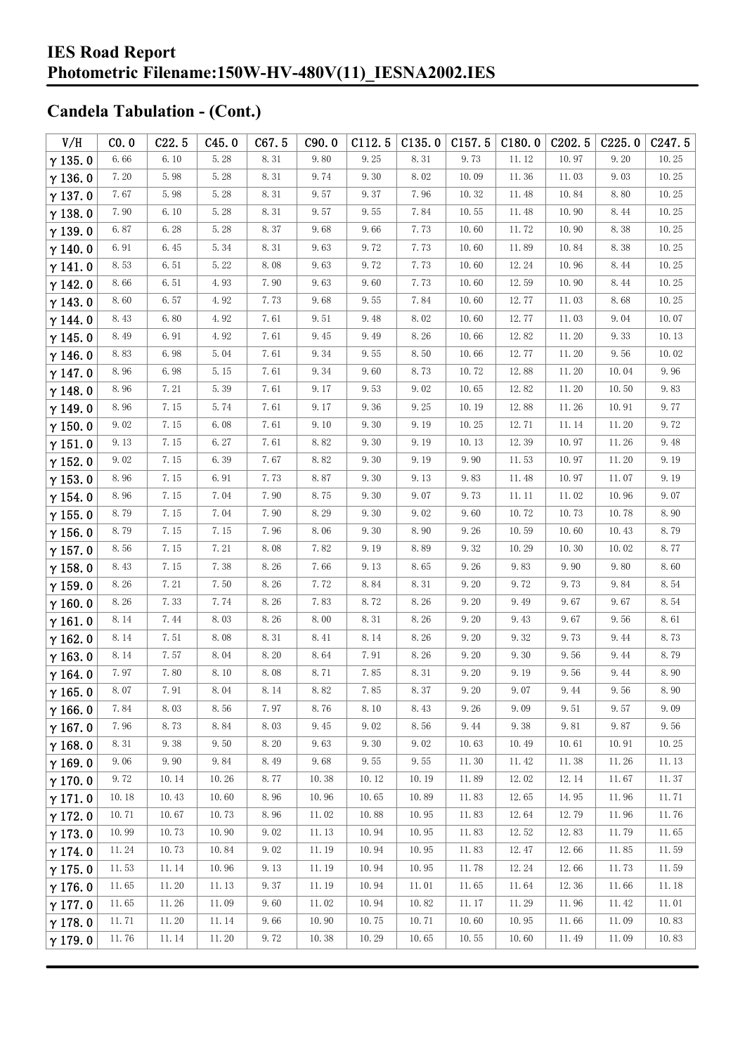## Candela Tabulation - (Cont.)

| V/H | C0.0 | C22.5 | C45.0 | C67.5 | C90.0 | C112.5 | C135.0 | C157.5 | C180.0 | C202.5 | C225.0 | C247.5 |
|---|---|---|---|---|---|---|---|---|---|---|---|---|
| γ 135.0 | 6.66 | 6.10 | 5.28 | 8.31 | 9.80 | 9.25 | 8.31 | 9.73 | 11.12 | 10.97 | 9.20 | 10.25 |
| γ 136.0 | 7.20 | 5.98 | 5.28 | 8.31 | 9.74 | 9.30 | 8.02 | 10.09 | 11.36 | 11.03 | 9.03 | 10.25 |
| γ 137.0 | 7.67 | 5.98 | 5.28 | 8.31 | 9.57 | 9.37 | 7.96 | 10.32 | 11.48 | 10.84 | 8.80 | 10.25 |
| γ 138.0 | 7.90 | 6.10 | 5.28 | 8.31 | 9.57 | 9.55 | 7.84 | 10.55 | 11.48 | 10.90 | 8.44 | 10.25 |
| γ 139.0 | 6.87 | 6.28 | 5.28 | 8.37 | 9.68 | 9.66 | 7.73 | 10.60 | 11.72 | 10.90 | 8.38 | 10.25 |
| γ 140.0 | 6.91 | 6.45 | 5.34 | 8.31 | 9.63 | 9.72 | 7.73 | 10.60 | 11.89 | 10.84 | 8.38 | 10.25 |
| γ 141.0 | 8.53 | 6.51 | 5.22 | 8.08 | 9.63 | 9.72 | 7.73 | 10.60 | 12.24 | 10.96 | 8.44 | 10.25 |
| γ 142.0 | 8.66 | 6.51 | 4.93 | 7.90 | 9.63 | 9.60 | 7.73 | 10.60 | 12.59 | 10.90 | 8.44 | 10.25 |
| γ 143.0 | 8.60 | 6.57 | 4.92 | 7.73 | 9.68 | 9.55 | 7.84 | 10.60 | 12.77 | 11.03 | 8.68 | 10.25 |
| γ 144.0 | 8.43 | 6.80 | 4.92 | 7.61 | 9.51 | 9.48 | 8.02 | 10.60 | 12.77 | 11.03 | 9.04 | 10.07 |
| γ 145.0 | 8.49 | 6.91 | 4.92 | 7.61 | 9.45 | 9.49 | 8.26 | 10.66 | 12.82 | 11.20 | 9.33 | 10.13 |
| γ 146.0 | 8.83 | 6.98 | 5.04 | 7.61 | 9.34 | 9.55 | 8.50 | 10.66 | 12.77 | 11.20 | 9.56 | 10.02 |
| γ 147.0 | 8.96 | 6.98 | 5.15 | 7.61 | 9.34 | 9.60 | 8.73 | 10.72 | 12.88 | 11.20 | 10.04 | 9.96 |
| γ 148.0 | 8.96 | 7.21 | 5.39 | 7.61 | 9.17 | 9.53 | 9.02 | 10.65 | 12.82 | 11.20 | 10.50 | 9.83 |
| γ 149.0 | 8.96 | 7.15 | 5.74 | 7.61 | 9.17 | 9.36 | 9.25 | 10.19 | 12.88 | 11.26 | 10.91 | 9.77 |
| γ 150.0 | 9.02 | 7.15 | 6.08 | 7.61 | 9.10 | 9.30 | 9.19 | 10.25 | 12.71 | 11.14 | 11.20 | 9.72 |
| γ 151.0 | 9.13 | 7.15 | 6.27 | 7.61 | 8.82 | 9.30 | 9.19 | 10.13 | 12.39 | 10.97 | 11.26 | 9.48 |
| γ 152.0 | 9.02 | 7.15 | 6.39 | 7.67 | 8.82 | 9.30 | 9.19 | 9.90 | 11.53 | 10.97 | 11.20 | 9.19 |
| γ 153.0 | 8.96 | 7.15 | 6.91 | 7.73 | 8.87 | 9.30 | 9.13 | 9.83 | 11.48 | 10.97 | 11.07 | 9.19 |
| γ 154.0 | 8.96 | 7.15 | 7.04 | 7.90 | 8.75 | 9.30 | 9.07 | 9.73 | 11.11 | 11.02 | 10.96 | 9.07 |
| γ 155.0 | 8.79 | 7.15 | 7.04 | 7.90 | 8.29 | 9.30 | 9.02 | 9.60 | 10.72 | 10.73 | 10.78 | 8.90 |
| γ 156.0 | 8.79 | 7.15 | 7.15 | 7.96 | 8.06 | 9.30 | 8.90 | 9.26 | 10.59 | 10.60 | 10.43 | 8.79 |
| γ 157.0 | 8.56 | 7.15 | 7.21 | 8.08 | 7.82 | 9.19 | 8.89 | 9.32 | 10.29 | 10.30 | 10.02 | 8.77 |
| γ 158.0 | 8.43 | 7.15 | 7.38 | 8.26 | 7.66 | 9.13 | 8.65 | 9.26 | 9.83 | 9.90 | 9.80 | 8.60 |
| γ 159.0 | 8.26 | 7.21 | 7.50 | 8.26 | 7.72 | 8.84 | 8.31 | 9.20 | 9.72 | 9.73 | 9.84 | 8.54 |
| γ 160.0 | 8.26 | 7.33 | 7.74 | 8.26 | 7.83 | 8.72 | 8.26 | 9.20 | 9.49 | 9.67 | 9.67 | 8.54 |
| γ 161.0 | 8.14 | 7.44 | 8.03 | 8.26 | 8.00 | 8.31 | 8.26 | 9.20 | 9.43 | 9.67 | 9.56 | 8.61 |
| γ 162.0 | 8.14 | 7.51 | 8.08 | 8.31 | 8.41 | 8.14 | 8.26 | 9.20 | 9.32 | 9.73 | 9.44 | 8.73 |
| γ 163.0 | 8.14 | 7.57 | 8.04 | 8.20 | 8.64 | 7.91 | 8.26 | 9.20 | 9.30 | 9.56 | 9.44 | 8.79 |
| γ 164.0 | 7.97 | 7.80 | 8.10 | 8.08 | 8.71 | 7.85 | 8.31 | 9.20 | 9.19 | 9.56 | 9.44 | 8.90 |
| γ 165.0 | 8.07 | 7.91 | 8.04 | 8.14 | 8.82 | 7.85 | 8.37 | 9.20 | 9.07 | 9.44 | 9.56 | 8.90 |
| γ 166.0 | 7.84 | 8.03 | 8.56 | 7.97 | 8.76 | 8.10 | 8.43 | 9.26 | 9.09 | 9.51 | 9.57 | 9.09 |
| γ 167.0 | 7.96 | 8.73 | 8.84 | 8.03 | 9.45 | 9.02 | 8.56 | 9.44 | 9.38 | 9.81 | 9.87 | 9.56 |
| γ 168.0 | 8.31 | 9.38 | 9.50 | 8.20 | 9.63 | 9.30 | 9.02 | 10.63 | 10.49 | 10.61 | 10.91 | 10.25 |
| γ 169.0 | 9.06 | 9.90 | 9.84 | 8.49 | 9.68 | 9.55 | 9.55 | 11.30 | 11.42 | 11.38 | 11.26 | 11.13 |
| γ 170.0 | 9.72 | 10.14 | 10.26 | 8.77 | 10.38 | 10.12 | 10.19 | 11.89 | 12.02 | 12.14 | 11.67 | 11.37 |
| γ 171.0 | 10.18 | 10.43 | 10.60 | 8.96 | 10.96 | 10.65 | 10.89 | 11.83 | 12.65 | 14.95 | 11.96 | 11.71 |
| γ 172.0 | 10.71 | 10.67 | 10.73 | 8.96 | 11.02 | 10.88 | 10.95 | 11.83 | 12.64 | 12.79 | 11.96 | 11.76 |
| γ 173.0 | 10.99 | 10.73 | 10.90 | 9.02 | 11.13 | 10.94 | 10.95 | 11.83 | 12.52 | 12.83 | 11.79 | 11.65 |
| γ 174.0 | 11.24 | 10.73 | 10.84 | 9.02 | 11.19 | 10.94 | 10.95 | 11.83 | 12.47 | 12.66 | 11.85 | 11.59 |
| γ 175.0 | 11.53 | 11.14 | 10.96 | 9.13 | 11.19 | 10.94 | 10.95 | 11.78 | 12.24 | 12.66 | 11.73 | 11.59 |
| γ 176.0 | 11.65 | 11.20 | 11.13 | 9.37 | 11.19 | 10.94 | 11.01 | 11.65 | 11.64 | 12.36 | 11.66 | 11.18 |
| γ 177.0 | 11.65 | 11.26 | 11.09 | 9.60 | 11.02 | 10.94 | 10.82 | 11.17 | 11.29 | 11.96 | 11.42 | 11.01 |
| γ 178.0 | 11.71 | 11.20 | 11.14 | 9.66 | 10.90 | 10.75 | 10.71 | 10.60 | 10.95 | 11.66 | 11.09 | 10.83 |
| γ 179.0 | 11.76 | 11.14 | 11.20 | 9.72 | 10.38 | 10.29 | 10.65 | 10.55 | 10.60 | 11.49 | 11.09 | 10.83 |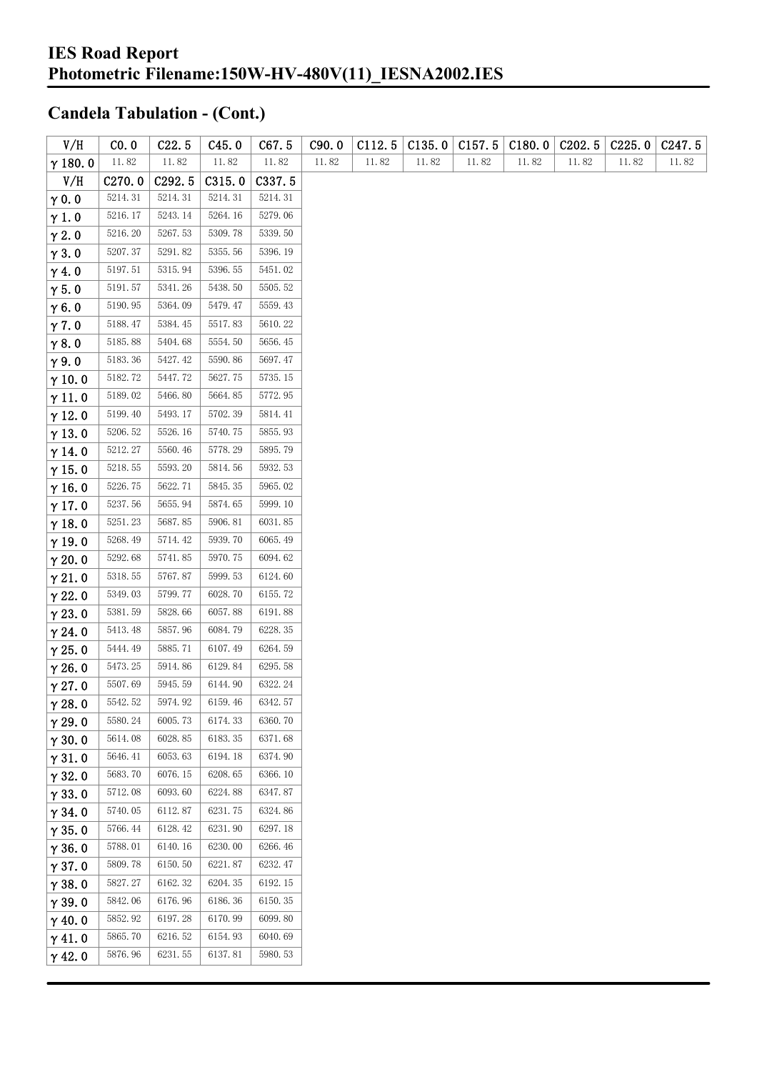# IES Road Report

# Photometric Filename:150W-HV-480V(11)_IESNA2002.IES

## Candela Tabulation - (Cont.)

| V/H | C0.0 | C22.5 | C45.0 | C67.5 | C90.0 | C112.5 | C135.0 | C157.5 | C180.0 | C202.5 | C225.0 | C247.5 |
|---|---|---|---|---|---|---|---|---|---|---|---|---|
| γ 180.0 | 11.82 | 11.82 | 11.82 | 11.82 | 11.82 | 11.82 | 11.82 | 11.82 | 11.82 | 11.82 | 11.82 | 11.82 |

| V/H | C270.0 | C292.5 | C315.0 | C337.5 |
|---|---|---|---|---|
| γ 0.0 | 5214.31 | 5214.31 | 5214.31 | 5214.31 |
| γ 1.0 | 5216.17 | 5243.14 | 5264.16 | 5279.06 |
| γ 2.0 | 5216.20 | 5267.53 | 5309.78 | 5339.50 |
| γ 3.0 | 5207.37 | 5291.82 | 5355.56 | 5396.19 |
| γ 4.0 | 5197.51 | 5315.94 | 5396.55 | 5451.02 |
| γ 5.0 | 5191.57 | 5341.26 | 5438.50 | 5505.52 |
| γ 6.0 | 5190.95 | 5364.09 | 5479.47 | 5559.43 |
| γ 7.0 | 5188.47 | 5384.45 | 5517.83 | 5610.22 |
| γ 8.0 | 5185.88 | 5404.68 | 5554.50 | 5656.45 |
| γ 9.0 | 5183.36 | 5427.42 | 5590.86 | 5697.47 |
| γ 10.0 | 5182.72 | 5447.72 | 5627.75 | 5735.15 |
| γ 11.0 | 5189.02 | 5466.80 | 5664.85 | 5772.95 |
| γ 12.0 | 5199.40 | 5493.17 | 5702.39 | 5814.41 |
| γ 13.0 | 5206.52 | 5526.16 | 5740.75 | 5855.93 |
| γ 14.0 | 5212.27 | 5560.46 | 5778.29 | 5895.79 |
| γ 15.0 | 5218.55 | 5593.20 | 5814.56 | 5932.53 |
| γ 16.0 | 5226.75 | 5622.71 | 5845.35 | 5965.02 |
| γ 17.0 | 5237.56 | 5655.94 | 5874.65 | 5999.10 |
| γ 18.0 | 5251.23 | 5687.85 | 5906.81 | 6031.85 |
| γ 19.0 | 5268.49 | 5714.42 | 5939.70 | 6065.49 |
| γ 20.0 | 5292.68 | 5741.85 | 5970.75 | 6094.62 |
| γ 21.0 | 5318.55 | 5767.87 | 5999.53 | 6124.60 |
| γ 22.0 | 5349.03 | 5799.77 | 6028.70 | 6155.72 |
| γ 23.0 | 5381.59 | 5828.66 | 6057.88 | 6191.88 |
| γ 24.0 | 5413.48 | 5857.96 | 6084.79 | 6228.35 |
| γ 25.0 | 5444.49 | 5885.71 | 6107.49 | 6264.59 |
| γ 26.0 | 5473.25 | 5914.86 | 6129.84 | 6295.58 |
| γ 27.0 | 5507.69 | 5945.59 | 6144.90 | 6322.24 |
| γ 28.0 | 5542.52 | 5974.92 | 6159.46 | 6342.57 |
| γ 29.0 | 5580.24 | 6005.73 | 6174.33 | 6360.70 |
| γ 30.0 | 5614.08 | 6028.85 | 6183.35 | 6371.68 |
| γ 31.0 | 5646.41 | 6053.63 | 6194.18 | 6374.90 |
| γ 32.0 | 5683.70 | 6076.15 | 6208.65 | 6366.10 |
| γ 33.0 | 5712.08 | 6093.60 | 6224.88 | 6347.87 |
| γ 34.0 | 5740.05 | 6112.87 | 6231.75 | 6324.86 |
| γ 35.0 | 5766.44 | 6128.42 | 6231.90 | 6297.18 |
| γ 36.0 | 5788.01 | 6140.16 | 6230.00 | 6266.46 |
| γ 37.0 | 5809.78 | 6150.50 | 6221.87 | 6232.47 |
| γ 38.0 | 5827.27 | 6162.32 | 6204.35 | 6192.15 |
| γ 39.0 | 5842.06 | 6176.96 | 6186.36 | 6150.35 |
| γ 40.0 | 5852.92 | 6197.28 | 6170.99 | 6099.80 |
| γ 41.0 | 5865.70 | 6216.52 | 6154.93 | 6040.69 |
| γ 42.0 | 5876.96 | 6231.55 | 6137.81 | 5980.53 |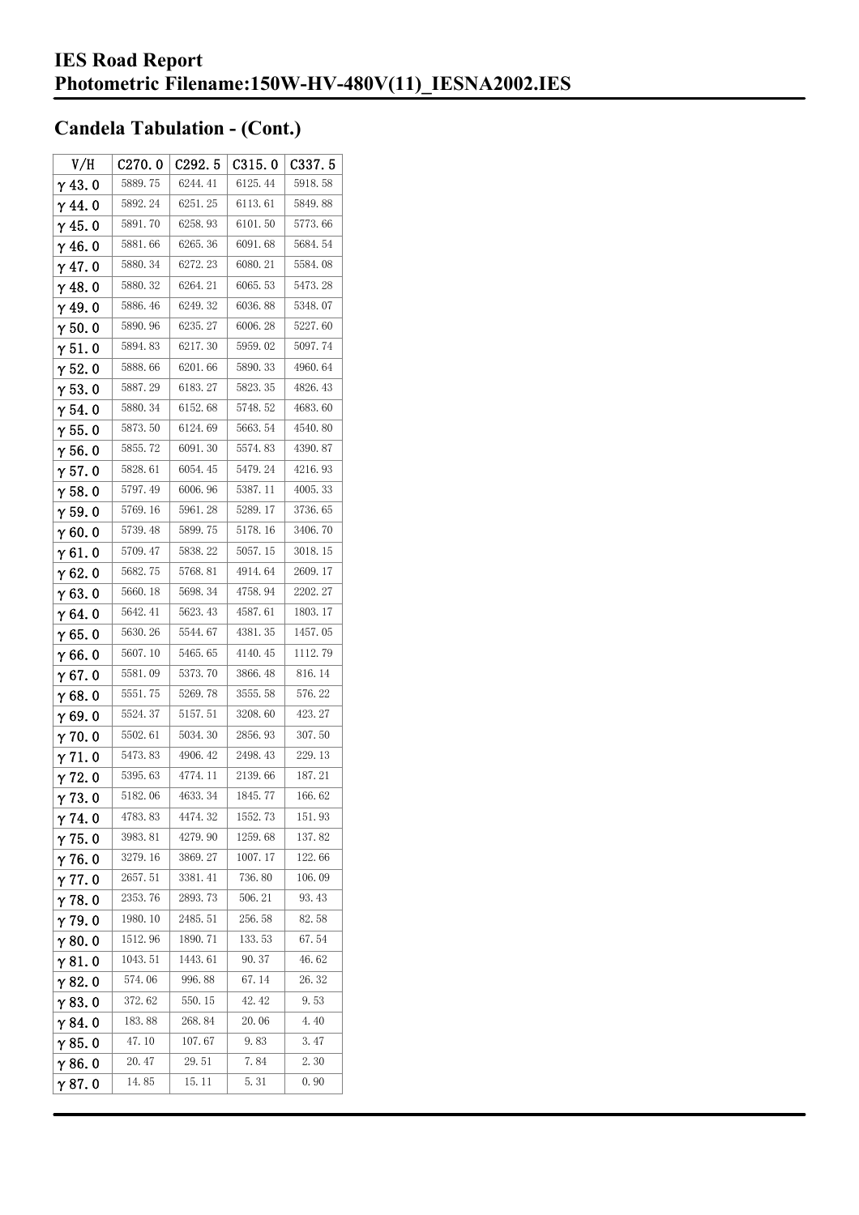# IES Road Report
# Photometric Filename:150W-HV-480V(11)_IESNA2002.IES

## Candela Tabulation - (Cont.)

| V/H | C270.0 | C292.5 | C315.0 | C337.5 |
|---|---|---|---|---|
| γ 43.0 | 5889.75 | 6244.41 | 6125.44 | 5918.58 |
| γ 44.0 | 5892.24 | 6251.25 | 6113.61 | 5849.88 |
| γ 45.0 | 5891.70 | 6258.93 | 6101.50 | 5773.66 |
| γ 46.0 | 5881.66 | 6265.36 | 6091.68 | 5684.54 |
| γ 47.0 | 5880.34 | 6272.23 | 6080.21 | 5584.08 |
| γ 48.0 | 5880.32 | 6264.21 | 6065.53 | 5473.28 |
| γ 49.0 | 5886.46 | 6249.32 | 6036.88 | 5348.07 |
| γ 50.0 | 5890.96 | 6235.27 | 6006.28 | 5227.60 |
| γ 51.0 | 5894.83 | 6217.30 | 5959.02 | 5097.74 |
| γ 52.0 | 5888.66 | 6201.66 | 5890.33 | 4960.64 |
| γ 53.0 | 5887.29 | 6183.27 | 5823.35 | 4826.43 |
| γ 54.0 | 5880.34 | 6152.68 | 5748.52 | 4683.60 |
| γ 55.0 | 5873.50 | 6124.69 | 5663.54 | 4540.80 |
| γ 56.0 | 5855.72 | 6091.30 | 5574.83 | 4390.87 |
| γ 57.0 | 5828.61 | 6054.45 | 5479.24 | 4216.93 |
| γ 58.0 | 5797.49 | 6006.96 | 5387.11 | 4005.33 |
| γ 59.0 | 5769.16 | 5961.28 | 5289.17 | 3736.65 |
| γ 60.0 | 5739.48 | 5899.75 | 5178.16 | 3406.70 |
| γ 61.0 | 5709.47 | 5838.22 | 5057.15 | 3018.15 |
| γ 62.0 | 5682.75 | 5768.81 | 4914.64 | 2609.17 |
| γ 63.0 | 5660.18 | 5698.34 | 4758.94 | 2202.27 |
| γ 64.0 | 5642.41 | 5623.43 | 4587.61 | 1803.17 |
| γ 65.0 | 5630.26 | 5544.67 | 4381.35 | 1457.05 |
| γ 66.0 | 5607.10 | 5465.65 | 4140.45 | 1112.79 |
| γ 67.0 | 5581.09 | 5373.70 | 3866.48 | 816.14 |
| γ 68.0 | 5551.75 | 5269.78 | 3555.58 | 576.22 |
| γ 69.0 | 5524.37 | 5157.51 | 3208.60 | 423.27 |
| γ 70.0 | 5502.61 | 5034.30 | 2856.93 | 307.50 |
| γ 71.0 | 5473.83 | 4906.42 | 2498.43 | 229.13 |
| γ 72.0 | 5395.63 | 4774.11 | 2139.66 | 187.21 |
| γ 73.0 | 5182.06 | 4633.34 | 1845.77 | 166.62 |
| γ 74.0 | 4783.83 | 4474.32 | 1552.73 | 151.93 |
| γ 75.0 | 3983.81 | 4279.90 | 1259.68 | 137.82 |
| γ 76.0 | 3279.16 | 3869.27 | 1007.17 | 122.66 |
| γ 77.0 | 2657.51 | 3381.41 | 736.80 | 106.09 |
| γ 78.0 | 2353.76 | 2893.73 | 506.21 | 93.43 |
| γ 79.0 | 1980.10 | 2485.51 | 256.58 | 82.58 |
| γ 80.0 | 1512.96 | 1890.71 | 133.53 | 67.54 |
| γ 81.0 | 1043.51 | 1443.61 | 90.37 | 46.62 |
| γ 82.0 | 574.06 | 996.88 | 67.14 | 26.32 |
| γ 83.0 | 372.62 | 550.15 | 42.42 | 9.53 |
| γ 84.0 | 183.88 | 268.84 | 20.06 | 4.40 |
| γ 85.0 | 47.10 | 107.67 | 9.83 | 3.47 |
| γ 86.0 | 20.47 | 29.51 | 7.84 | 2.30 |
| γ 87.0 | 14.85 | 15.11 | 5.31 | 0.90 |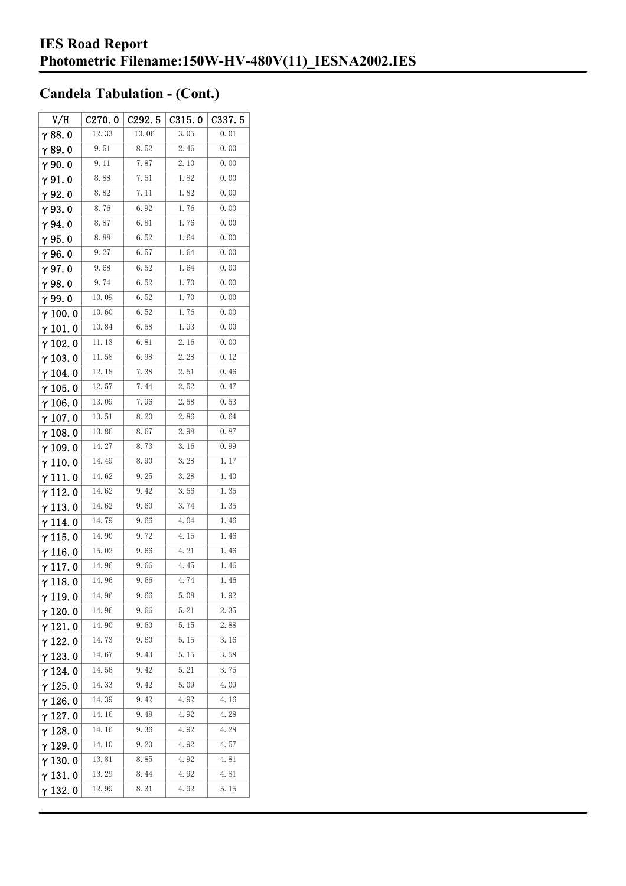## Candela Tabulation - (Cont.)

| V/H | C270.0 | C292.5 | C315.0 | C337.5 |
|---|---|---|---|---|
| γ 88.0 | 12.33 | 10.06 | 3.05 | 0.01 |
| γ 89.0 | 9.51 | 8.52 | 2.46 | 0.00 |
| γ 90.0 | 9.11 | 7.87 | 2.10 | 0.00 |
| γ 91.0 | 8.88 | 7.51 | 1.82 | 0.00 |
| γ 92.0 | 8.82 | 7.11 | 1.82 | 0.00 |
| γ 93.0 | 8.76 | 6.92 | 1.76 | 0.00 |
| γ 94.0 | 8.87 | 6.81 | 1.76 | 0.00 |
| γ 95.0 | 8.88 | 6.52 | 1.64 | 0.00 |
| γ 96.0 | 9.27 | 6.57 | 1.64 | 0.00 |
| γ 97.0 | 9.68 | 6.52 | 1.64 | 0.00 |
| γ 98.0 | 9.74 | 6.52 | 1.70 | 0.00 |
| γ 99.0 | 10.09 | 6.52 | 1.70 | 0.00 |
| γ 100.0 | 10.60 | 6.52 | 1.76 | 0.00 |
| γ 101.0 | 10.84 | 6.58 | 1.93 | 0.00 |
| γ 102.0 | 11.13 | 6.81 | 2.16 | 0.00 |
| γ 103.0 | 11.58 | 6.98 | 2.28 | 0.12 |
| γ 104.0 | 12.18 | 7.38 | 2.51 | 0.46 |
| γ 105.0 | 12.57 | 7.44 | 2.52 | 0.47 |
| γ 106.0 | 13.09 | 7.96 | 2.58 | 0.53 |
| γ 107.0 | 13.51 | 8.20 | 2.86 | 0.64 |
| γ 108.0 | 13.86 | 8.67 | 2.98 | 0.87 |
| γ 109.0 | 14.27 | 8.73 | 3.16 | 0.99 |
| γ 110.0 | 14.49 | 8.90 | 3.28 | 1.17 |
| γ 111.0 | 14.62 | 9.25 | 3.28 | 1.40 |
| γ 112.0 | 14.62 | 9.42 | 3.56 | 1.35 |
| γ 113.0 | 14.62 | 9.60 | 3.74 | 1.35 |
| γ 114.0 | 14.79 | 9.66 | 4.04 | 1.46 |
| γ 115.0 | 14.90 | 9.72 | 4.15 | 1.46 |
| γ 116.0 | 15.02 | 9.66 | 4.21 | 1.46 |
| γ 117.0 | 14.96 | 9.66 | 4.45 | 1.46 |
| γ 118.0 | 14.96 | 9.66 | 4.74 | 1.46 |
| γ 119.0 | 14.96 | 9.66 | 5.08 | 1.92 |
| γ 120.0 | 14.96 | 9.66 | 5.21 | 2.35 |
| γ 121.0 | 14.90 | 9.60 | 5.15 | 2.88 |
| γ 122.0 | 14.73 | 9.60 | 5.15 | 3.16 |
| γ 123.0 | 14.67 | 9.43 | 5.15 | 3.58 |
| γ 124.0 | 14.56 | 9.42 | 5.21 | 3.75 |
| γ 125.0 | 14.33 | 9.42 | 5.09 | 4.09 |
| γ 126.0 | 14.39 | 9.42 | 4.92 | 4.16 |
| γ 127.0 | 14.16 | 9.48 | 4.92 | 4.28 |
| γ 128.0 | 14.16 | 9.36 | 4.92 | 4.28 |
| γ 129.0 | 14.10 | 9.20 | 4.92 | 4.57 |
| γ 130.0 | 13.81 | 8.85 | 4.92 | 4.81 |
| γ 131.0 | 13.29 | 8.44 | 4.92 | 4.81 |
| γ 132.0 | 12.99 | 8.31 | 4.92 | 5.15 |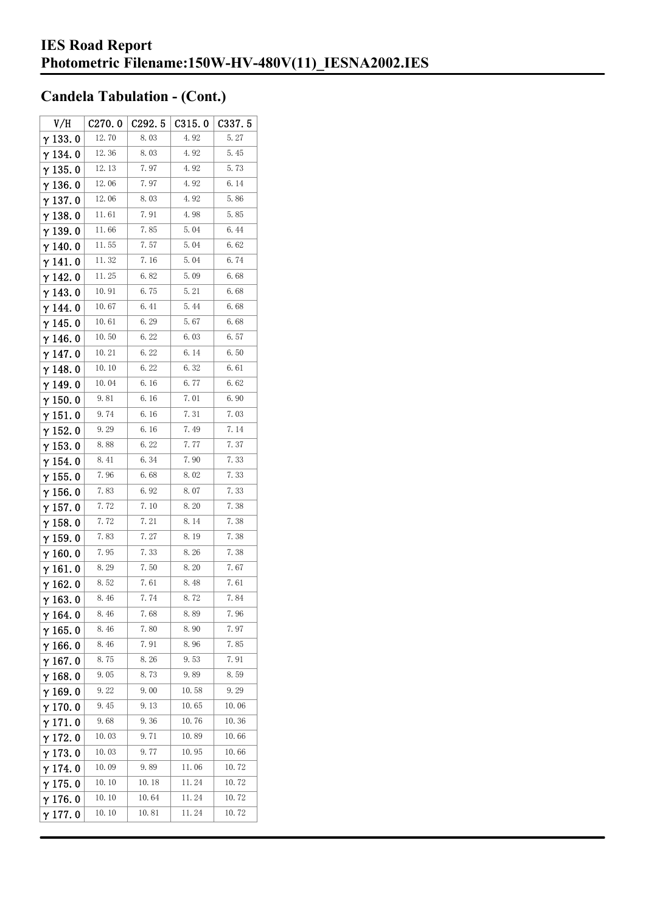# IES Road Report
# Photometric Filename:150W-HV-480V(11)_IESNA2002.IES

## Candela Tabulation - (Cont.)

| V/H | C270.0 | C292.5 | C315.0 | C337.5 |
|---|---|---|---|---|
| γ 133.0 | 12.70 | 8.03 | 4.92 | 5.27 |
| γ 134.0 | 12.36 | 8.03 | 4.92 | 5.45 |
| γ 135.0 | 12.13 | 7.97 | 4.92 | 5.73 |
| γ 136.0 | 12.06 | 7.97 | 4.92 | 6.14 |
| γ 137.0 | 12.06 | 8.03 | 4.92 | 5.86 |
| γ 138.0 | 11.61 | 7.91 | 4.98 | 5.85 |
| γ 139.0 | 11.66 | 7.85 | 5.04 | 6.44 |
| γ 140.0 | 11.55 | 7.57 | 5.04 | 6.62 |
| γ 141.0 | 11.32 | 7.16 | 5.04 | 6.74 |
| γ 142.0 | 11.25 | 6.82 | 5.09 | 6.68 |
| γ 143.0 | 10.91 | 6.75 | 5.21 | 6.68 |
| γ 144.0 | 10.67 | 6.41 | 5.44 | 6.68 |
| γ 145.0 | 10.61 | 6.29 | 5.67 | 6.68 |
| γ 146.0 | 10.50 | 6.22 | 6.03 | 6.57 |
| γ 147.0 | 10.21 | 6.22 | 6.14 | 6.50 |
| γ 148.0 | 10.10 | 6.22 | 6.32 | 6.61 |
| γ 149.0 | 10.04 | 6.16 | 6.77 | 6.62 |
| γ 150.0 | 9.81 | 6.16 | 7.01 | 6.90 |
| γ 151.0 | 9.74 | 6.16 | 7.31 | 7.03 |
| γ 152.0 | 9.29 | 6.16 | 7.49 | 7.14 |
| γ 153.0 | 8.88 | 6.22 | 7.77 | 7.37 |
| γ 154.0 | 8.41 | 6.34 | 7.90 | 7.33 |
| γ 155.0 | 7.96 | 6.68 | 8.02 | 7.33 |
| γ 156.0 | 7.83 | 6.92 | 8.07 | 7.33 |
| γ 157.0 | 7.72 | 7.10 | 8.20 | 7.38 |
| γ 158.0 | 7.72 | 7.21 | 8.14 | 7.38 |
| γ 159.0 | 7.83 | 7.27 | 8.19 | 7.38 |
| γ 160.0 | 7.95 | 7.33 | 8.26 | 7.38 |
| γ 161.0 | 8.29 | 7.50 | 8.20 | 7.67 |
| γ 162.0 | 8.52 | 7.61 | 8.48 | 7.61 |
| γ 163.0 | 8.46 | 7.74 | 8.72 | 7.84 |
| γ 164.0 | 8.46 | 7.68 | 8.89 | 7.96 |
| γ 165.0 | 8.46 | 7.80 | 8.90 | 7.97 |
| γ 166.0 | 8.46 | 7.91 | 8.96 | 7.85 |
| γ 167.0 | 8.75 | 8.26 | 9.53 | 7.91 |
| γ 168.0 | 9.05 | 8.73 | 9.89 | 8.59 |
| γ 169.0 | 9.22 | 9.00 | 10.58 | 9.29 |
| γ 170.0 | 9.45 | 9.13 | 10.65 | 10.06 |
| γ 171.0 | 9.68 | 9.36 | 10.76 | 10.36 |
| γ 172.0 | 10.03 | 9.71 | 10.89 | 10.66 |
| γ 173.0 | 10.03 | 9.77 | 10.95 | 10.66 |
| γ 174.0 | 10.09 | 9.89 | 11.06 | 10.72 |
| γ 175.0 | 10.10 | 10.18 | 11.24 | 10.72 |
| γ 176.0 | 10.10 | 10.64 | 11.24 | 10.72 |
| γ 177.0 | 10.10 | 10.81 | 11.24 | 10.72 |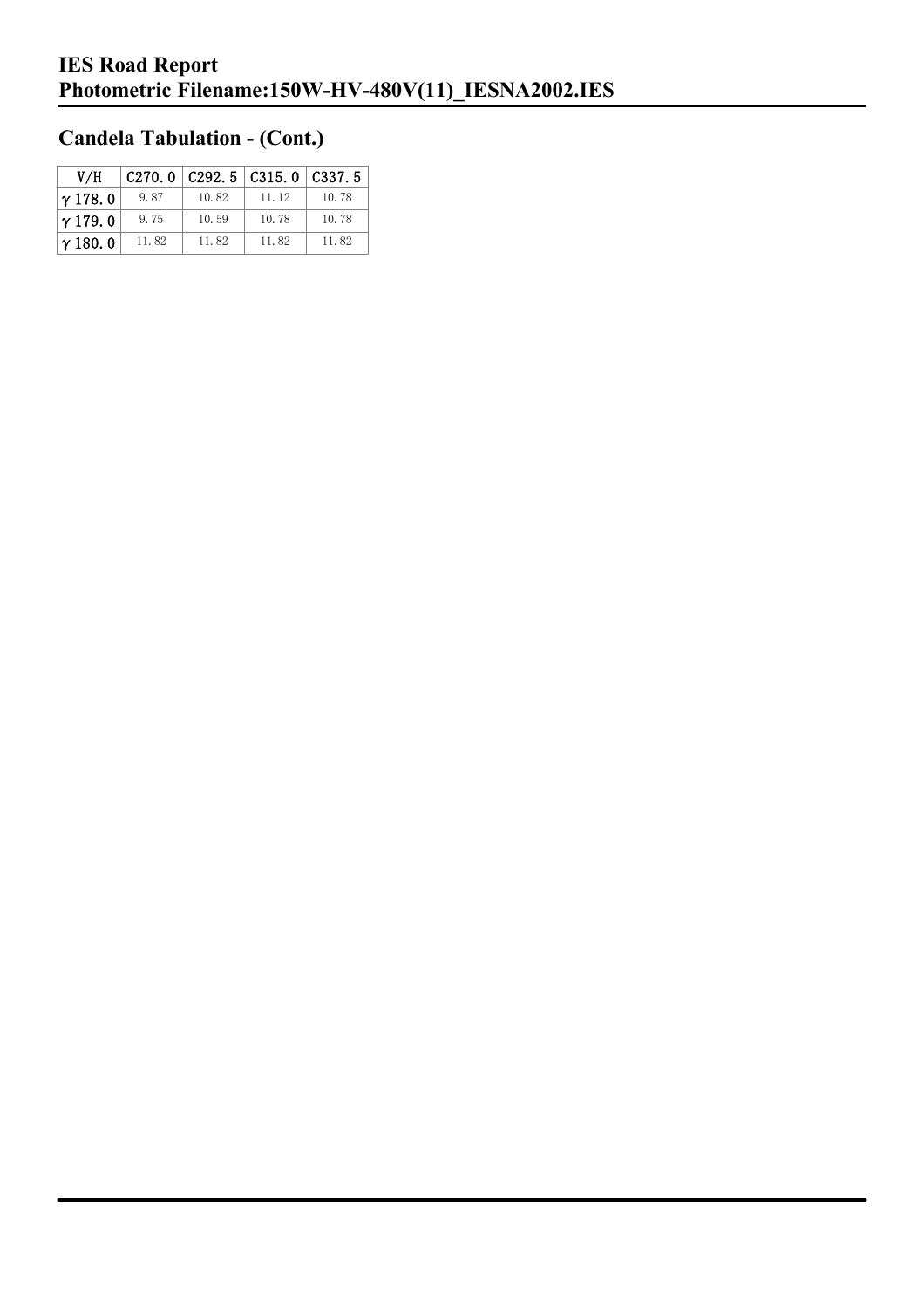## Candela Tabulation - (Cont.)

| V/H | C270.0 | C292.5 | C315.0 | C337.5 |
|---|---|---|---|---|
| γ 178.0 | 9.87 | 10.82 | 11.12 | 10.78 |
| γ 179.0 | 9.75 | 10.59 | 10.78 | 10.78 |
| γ 180.0 | 11.82 | 11.82 | 11.82 | 11.82 |